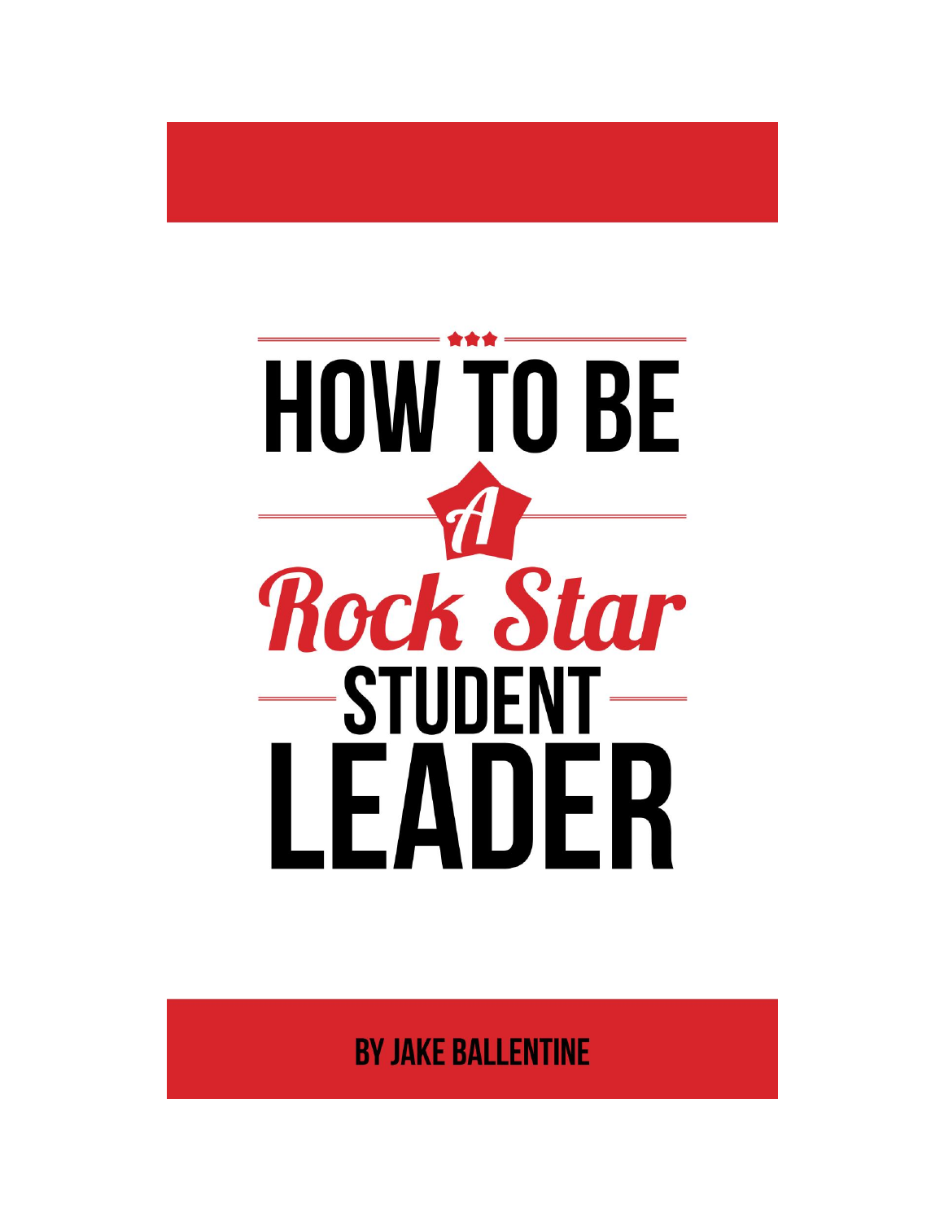# HOW TO BE A *Rock Star* STUDENT LEADER

BY JAKE BALLENTINE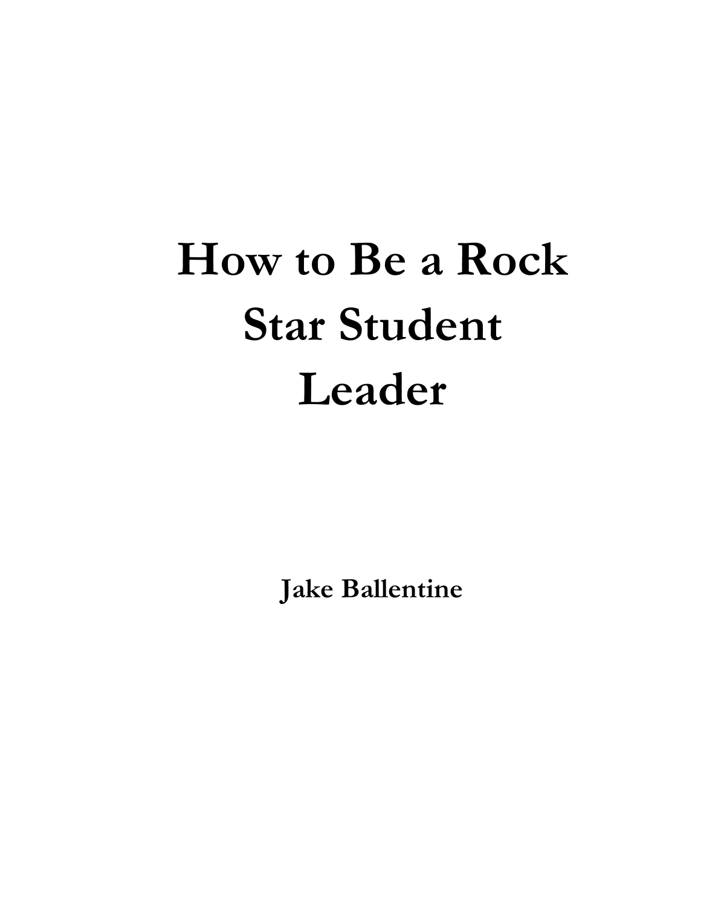# How to Be a Rock Star Student Leader

**Jake Ballentine**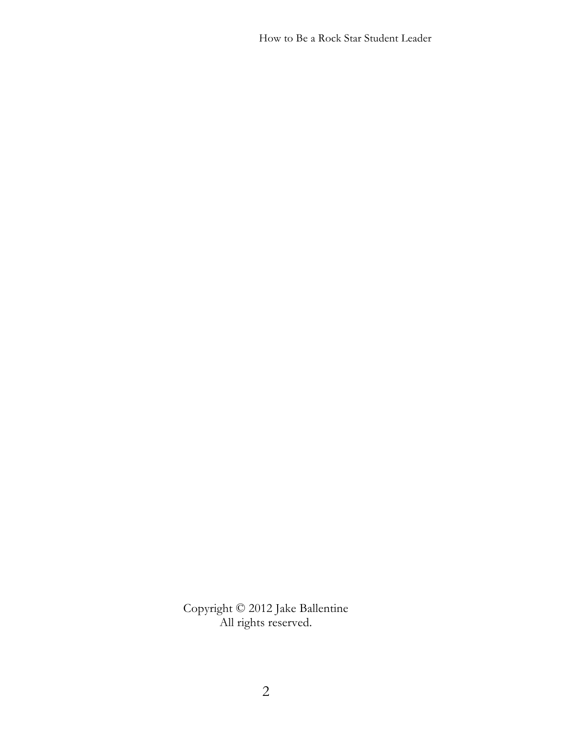Copyright © 2012 Jake Ballentine
All rights reserved.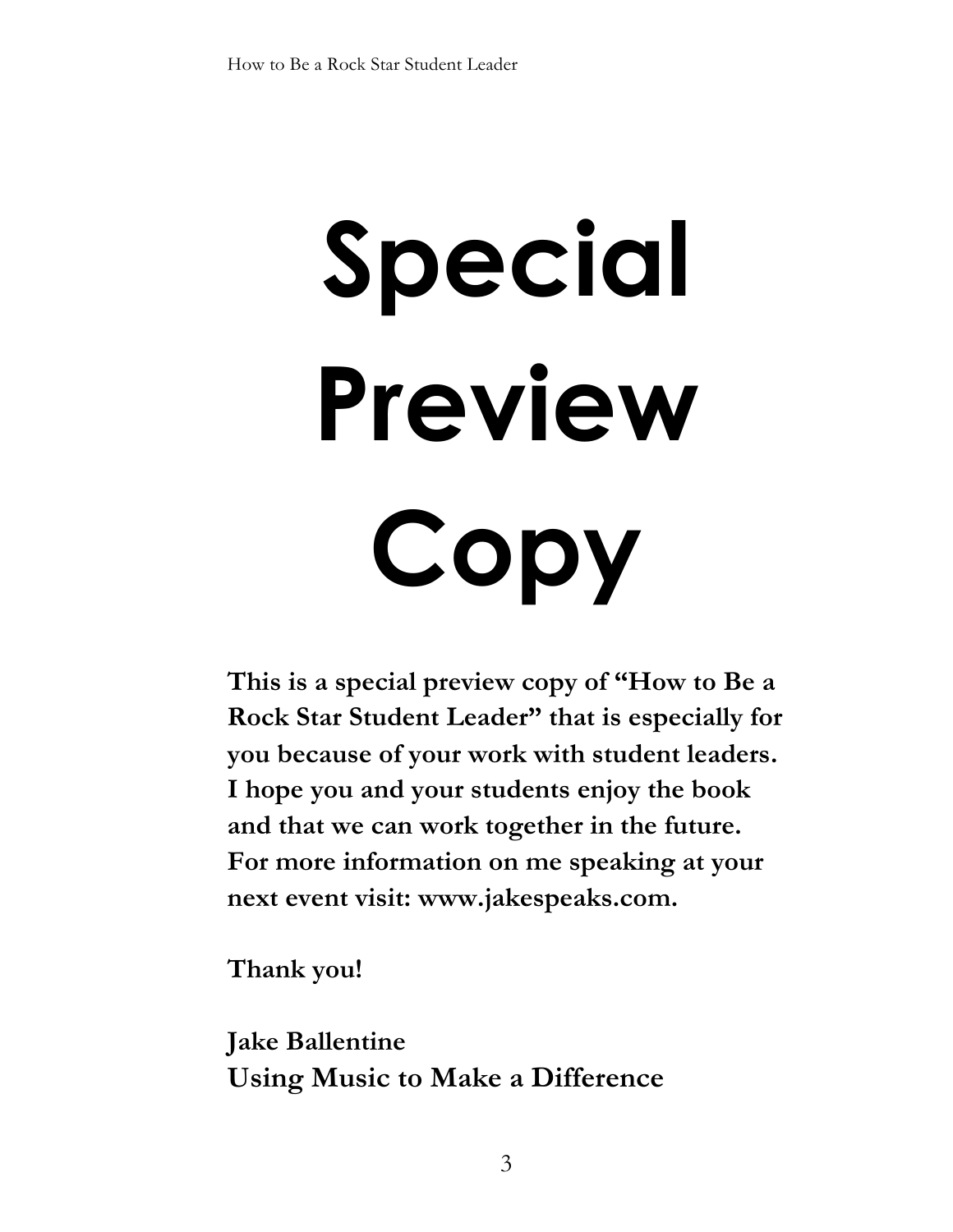# Special Preview Copy

**This is a special preview copy of "How to Be a Rock Star Student Leader" that is especially for you because of your work with student leaders. I hope you and your students enjoy the book and that we can work together in the future. For more information on me speaking at your next event visit: www.jakespeaks.com.**

**Thank you!**

**Jake Ballentine**
**Using Music to Make a Difference**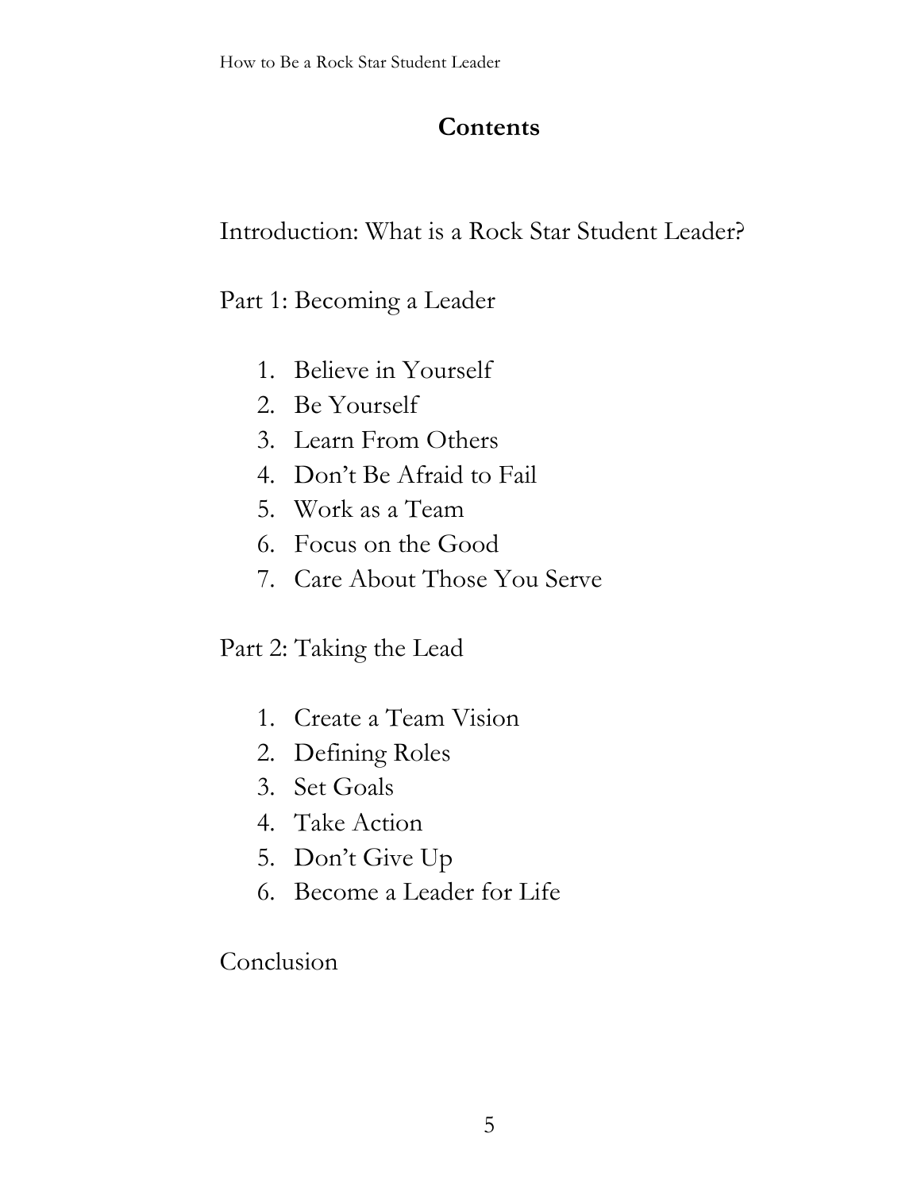# Contents

Introduction: What is a Rock Star Student Leader?

Part 1: Becoming a Leader

1. Believe in Yourself
2. Be Yourself
3. Learn From Others
4. Don't Be Afraid to Fail
5. Work as a Team
6. Focus on the Good
7. Care About Those You Serve

Part 2: Taking the Lead

1. Create a Team Vision
2. Defining Roles
3. Set Goals
4. Take Action
5. Don't Give Up
6. Become a Leader for Life

Conclusion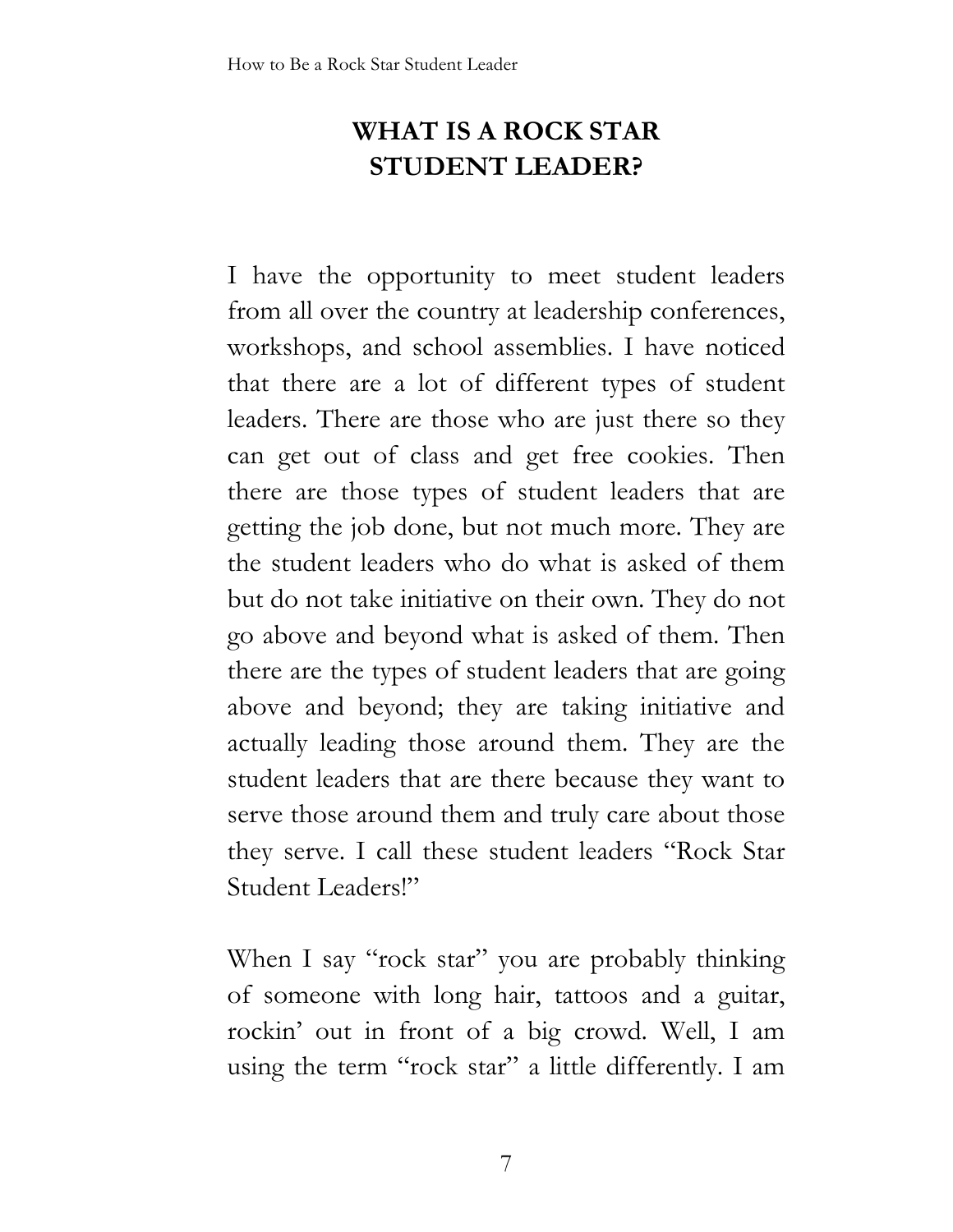# WHAT IS A ROCK STAR STUDENT LEADER?

I have the opportunity to meet student leaders from all over the country at leadership conferences, workshops, and school assemblies. I have noticed that there are a lot of different types of student leaders. There are those who are just there so they can get out of class and get free cookies. Then there are those types of student leaders that are getting the job done, but not much more. They are the student leaders who do what is asked of them but do not take initiative on their own. They do not go above and beyond what is asked of them. Then there are the types of student leaders that are going above and beyond; they are taking initiative and actually leading those around them. They are the student leaders that are there because they want to serve those around them and truly care about those they serve. I call these student leaders "Rock Star Student Leaders!"

When I say "rock star" you are probably thinking of someone with long hair, tattoos and a guitar, rockin' out in front of a big crowd. Well, I am using the term "rock star" a little differently. I am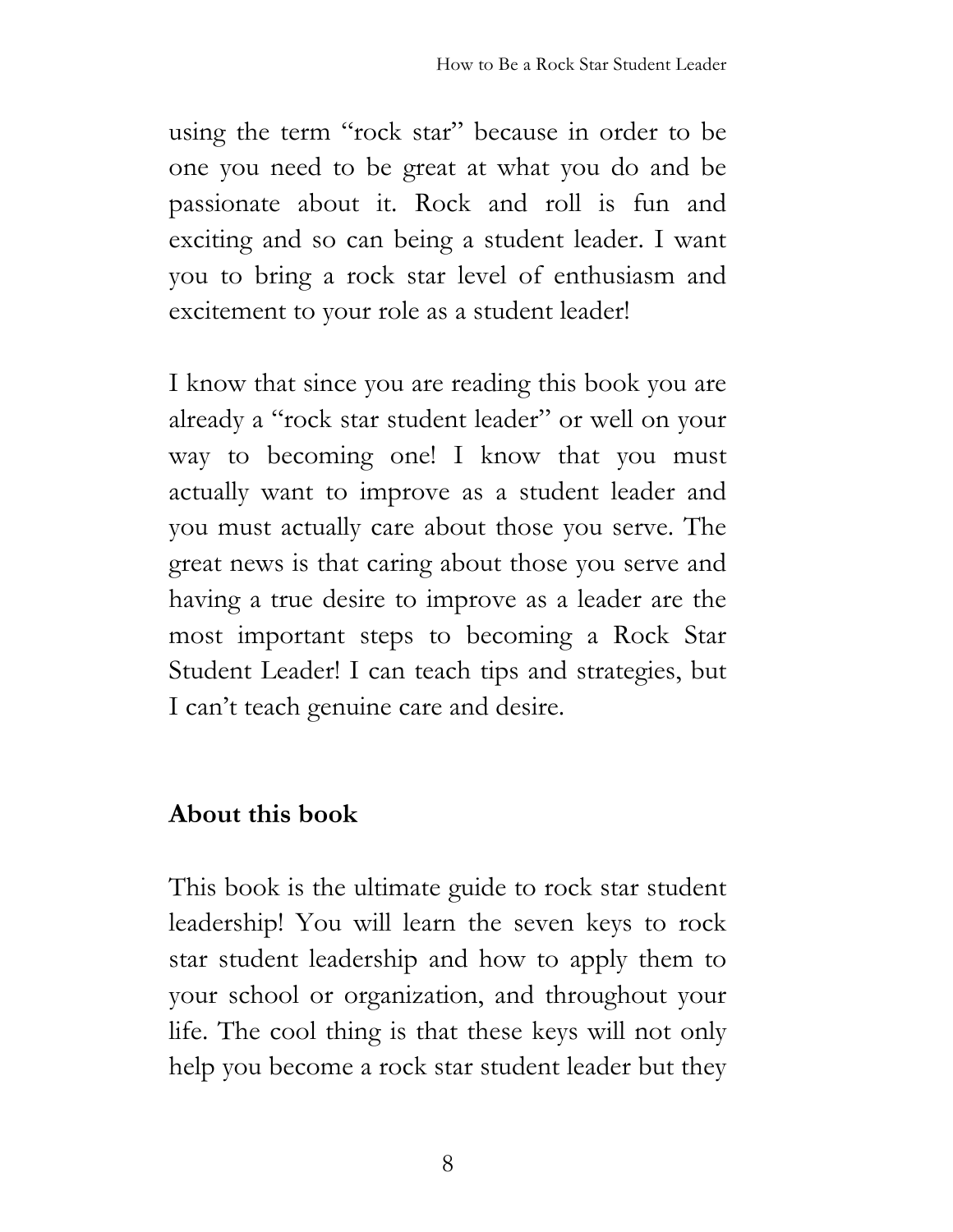using the term "rock star" because in order to be one you need to be great at what you do and be passionate about it. Rock and roll is fun and exciting and so can being a student leader. I want you to bring a rock star level of enthusiasm and excitement to your role as a student leader!

I know that since you are reading this book you are already a "rock star student leader" or well on your way to becoming one! I know that you must actually want to improve as a student leader and you must actually care about those you serve. The great news is that caring about those you serve and having a true desire to improve as a leader are the most important steps to becoming a Rock Star Student Leader! I can teach tips and strategies, but I can't teach genuine care and desire.

**About this book**

This book is the ultimate guide to rock star student leadership! You will learn the seven keys to rock star student leadership and how to apply them to your school or organization, and throughout your life. The cool thing is that these keys will not only help you become a rock star student leader but they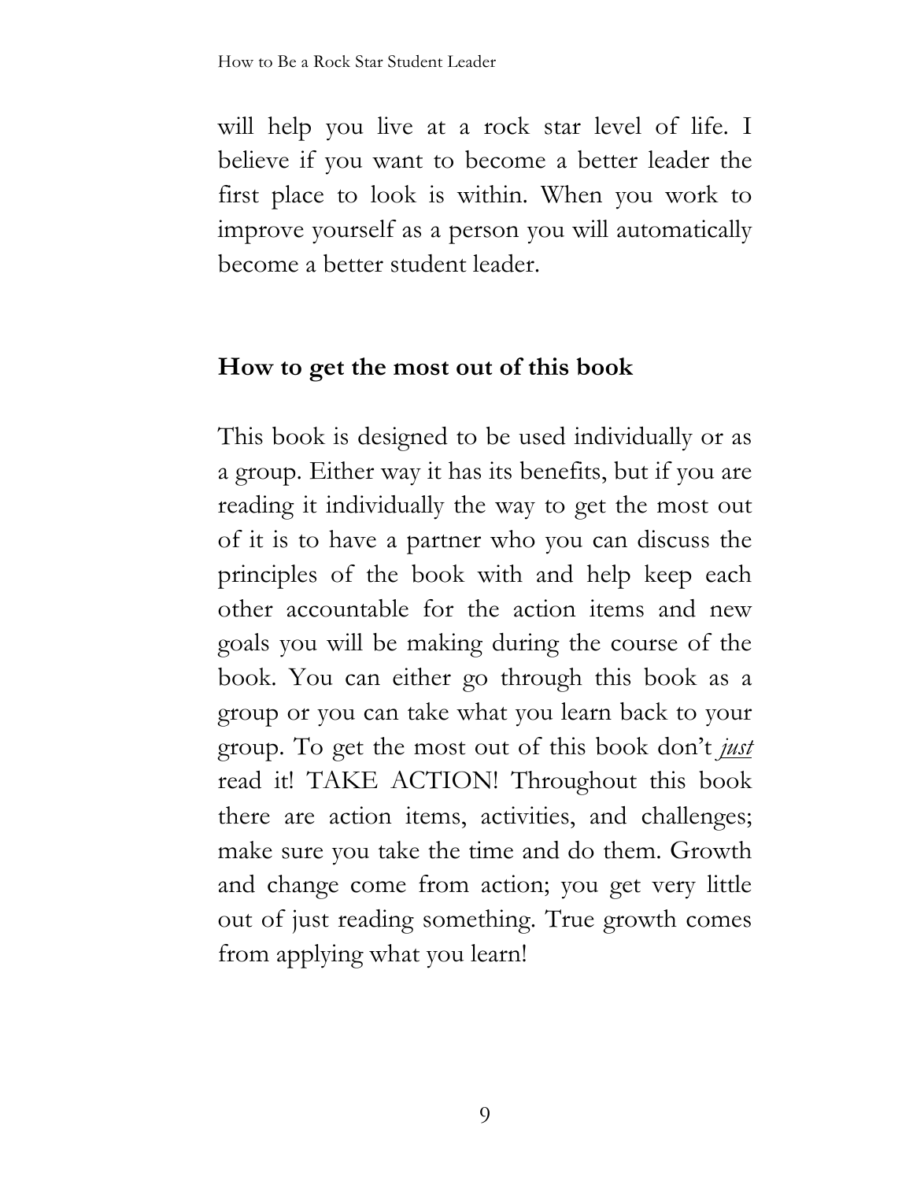will help you live at a rock star level of life. I believe if you want to become a better leader the first place to look is within. When you work to improve yourself as a person you will automatically become a better student leader.

## How to get the most out of this book

This book is designed to be used individually or as a group. Either way it has its benefits, but if you are reading it individually the way to get the most out of it is to have a partner who you can discuss the principles of the book with and help keep each other accountable for the action items and new goals you will be making during the course of the book. You can either go through this book as a group or you can take what you learn back to your group. To get the most out of this book don't *just* read it! TAKE ACTION! Throughout this book there are action items, activities, and challenges; make sure you take the time and do them. Growth and change come from action; you get very little out of just reading something. True growth comes from applying what you learn!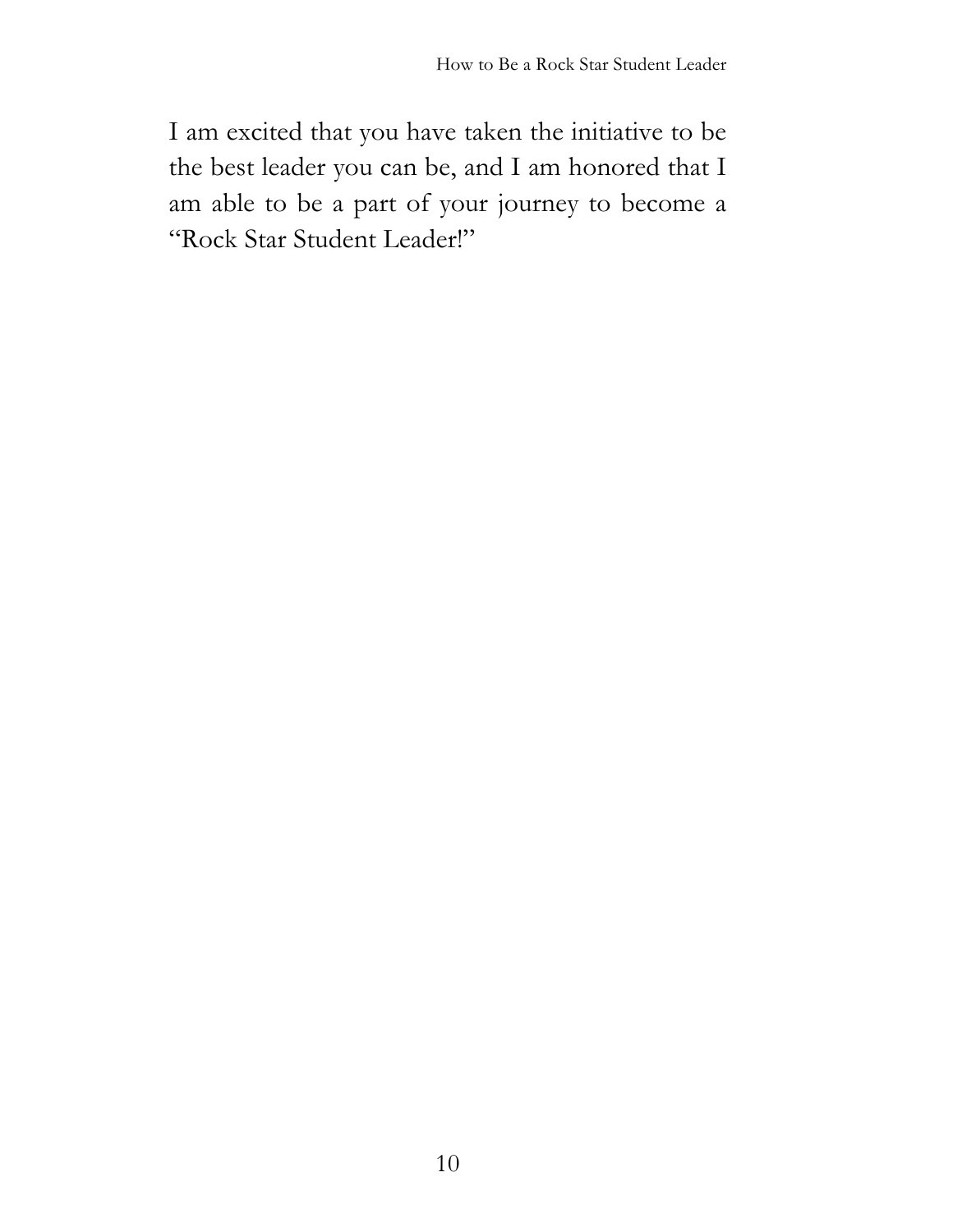I am excited that you have taken the initiative to be the best leader you can be, and I am honored that I am able to be a part of your journey to become a "Rock Star Student Leader!"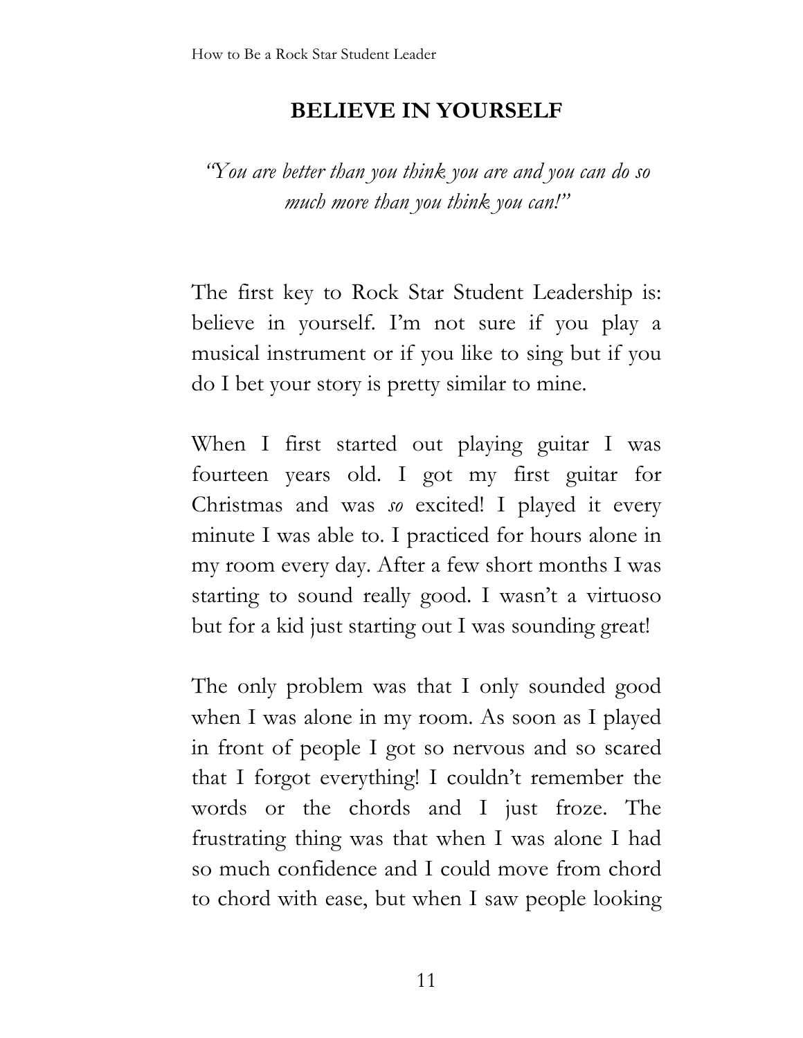## BELIEVE IN YOURSELF

*"You are better than you think you are and you can do so much more than you think you can!"*

The first key to Rock Star Student Leadership is: believe in yourself. I'm not sure if you play a musical instrument or if you like to sing but if you do I bet your story is pretty similar to mine.

When I first started out playing guitar I was fourteen years old. I got my first guitar for Christmas and was *so* excited! I played it every minute I was able to. I practiced for hours alone in my room every day. After a few short months I was starting to sound really good. I wasn't a virtuoso but for a kid just starting out I was sounding great!

The only problem was that I only sounded good when I was alone in my room. As soon as I played in front of people I got so nervous and so scared that I forgot everything! I couldn't remember the words or the chords and I just froze. The frustrating thing was that when I was alone I had so much confidence and I could move from chord to chord with ease, but when I saw people looking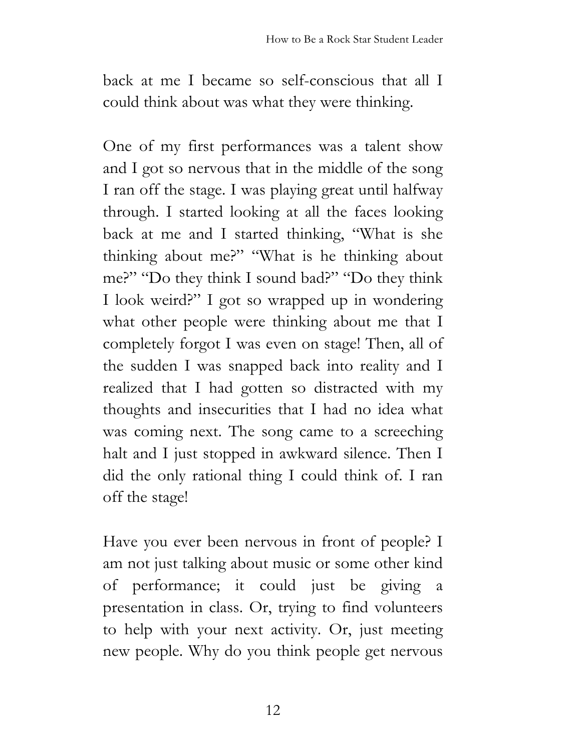back at me I became so self-conscious that all I could think about was what they were thinking.

One of my first performances was a talent show and I got so nervous that in the middle of the song I ran off the stage. I was playing great until halfway through. I started looking at all the faces looking back at me and I started thinking, "What is she thinking about me?" "What is he thinking about me?" "Do they think I sound bad?" "Do they think I look weird?" I got so wrapped up in wondering what other people were thinking about me that I completely forgot I was even on stage! Then, all of the sudden I was snapped back into reality and I realized that I had gotten so distracted with my thoughts and insecurities that I had no idea what was coming next. The song came to a screeching halt and I just stopped in awkward silence. Then I did the only rational thing I could think of. I ran off the stage!

Have you ever been nervous in front of people? I am not just talking about music or some other kind of performance; it could just be giving a presentation in class. Or, trying to find volunteers to help with your next activity. Or, just meeting new people. Why do you think people get nervous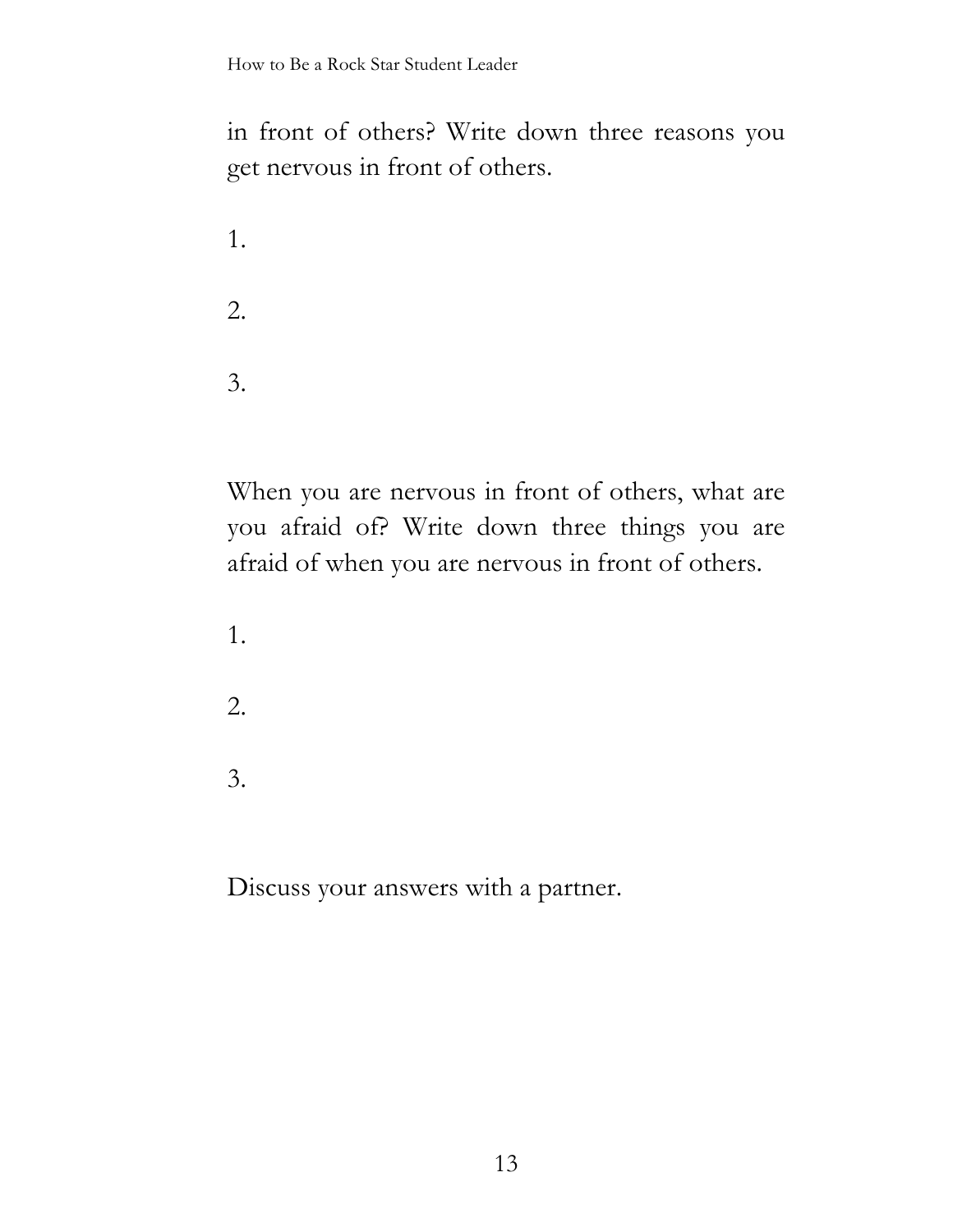in front of others? Write down three reasons you get nervous in front of others.

1.

2.

3.

When you are nervous in front of others, what are you afraid of? Write down three things you are afraid of when you are nervous in front of others.

1.

2.

3.

Discuss your answers with a partner.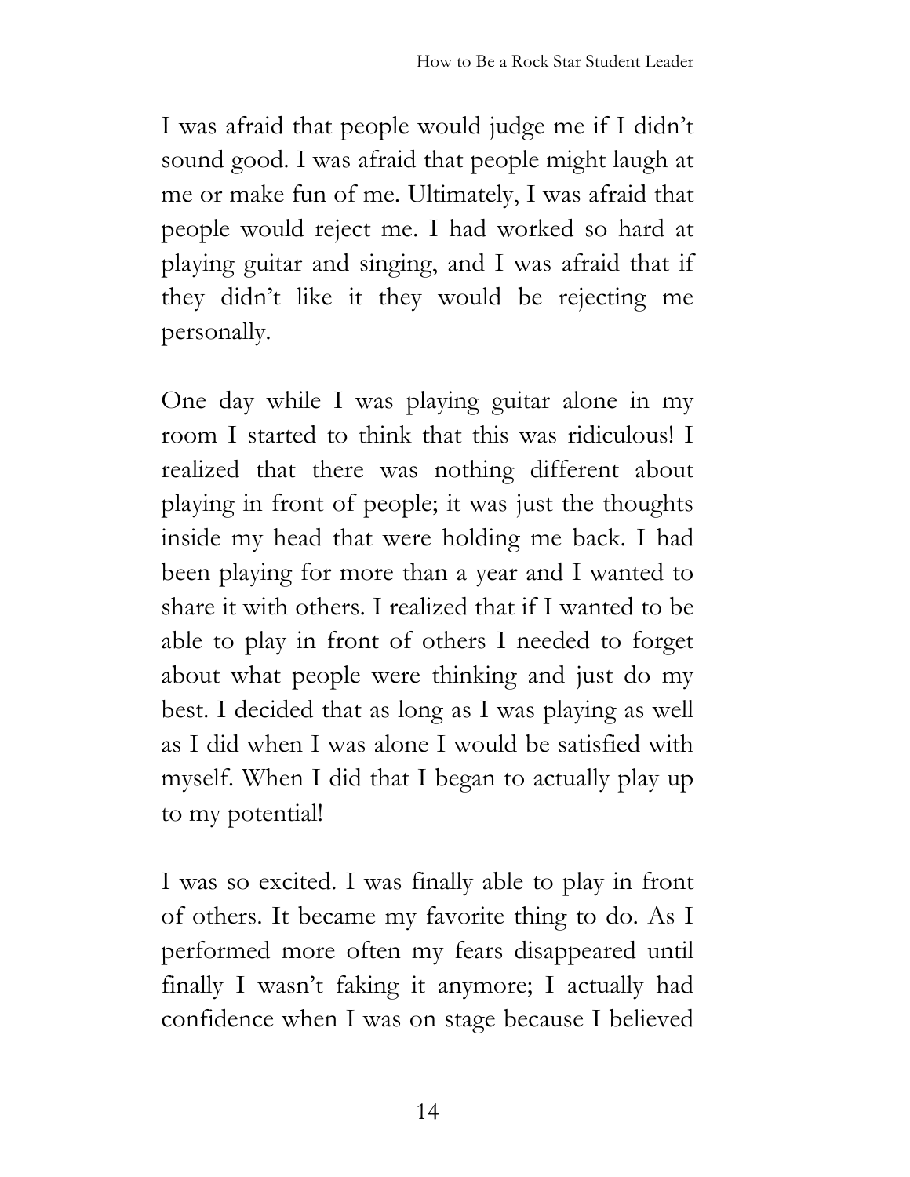I was afraid that people would judge me if I didn't sound good. I was afraid that people might laugh at me or make fun of me. Ultimately, I was afraid that people would reject me. I had worked so hard at playing guitar and singing, and I was afraid that if they didn't like it they would be rejecting me personally.

One day while I was playing guitar alone in my room I started to think that this was ridiculous! I realized that there was nothing different about playing in front of people; it was just the thoughts inside my head that were holding me back. I had been playing for more than a year and I wanted to share it with others. I realized that if I wanted to be able to play in front of others I needed to forget about what people were thinking and just do my best. I decided that as long as I was playing as well as I did when I was alone I would be satisfied with myself. When I did that I began to actually play up to my potential!

I was so excited. I was finally able to play in front of others. It became my favorite thing to do. As I performed more often my fears disappeared until finally I wasn't faking it anymore; I actually had confidence when I was on stage because I believed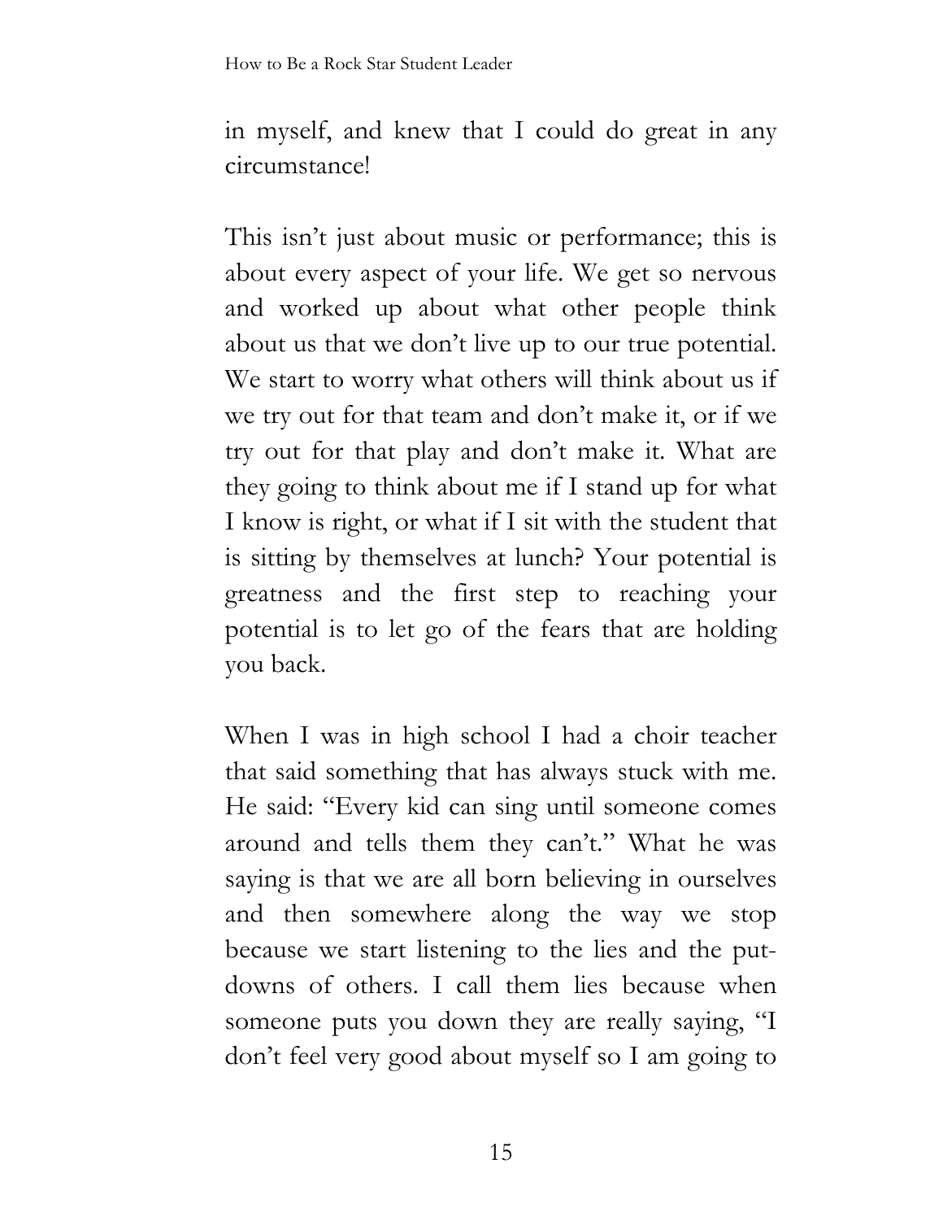in myself, and knew that I could do great in any circumstance!

This isn't just about music or performance; this is about every aspect of your life. We get so nervous and worked up about what other people think about us that we don't live up to our true potential. We start to worry what others will think about us if we try out for that team and don't make it, or if we try out for that play and don't make it. What are they going to think about me if I stand up for what I know is right, or what if I sit with the student that is sitting by themselves at lunch? Your potential is greatness and the first step to reaching your potential is to let go of the fears that are holding you back.

When I was in high school I had a choir teacher that said something that has always stuck with me. He said: "Every kid can sing until someone comes around and tells them they can't." What he was saying is that we are all born believing in ourselves and then somewhere along the way we stop because we start listening to the lies and the put-downs of others. I call them lies because when someone puts you down they are really saying, "I don't feel very good about myself so I am going to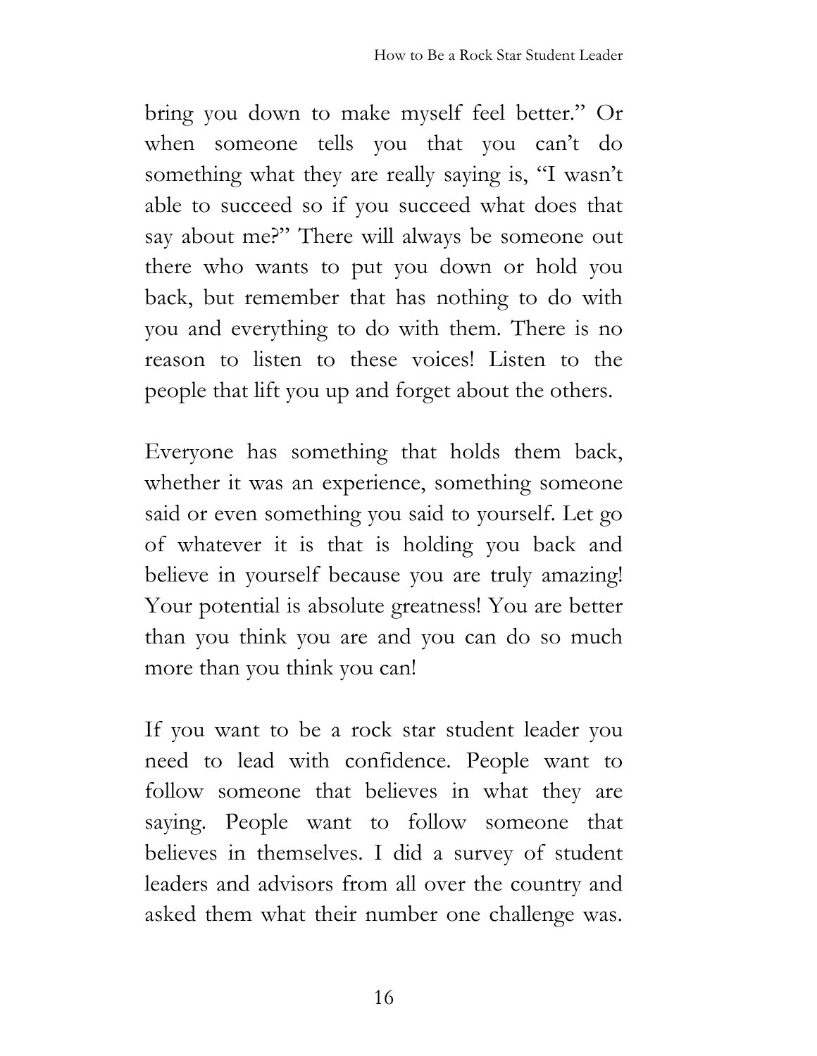bring you down to make myself feel better." Or when someone tells you that you can't do something what they are really saying is, "I wasn't able to succeed so if you succeed what does that say about me?" There will always be someone out there who wants to put you down or hold you back, but remember that has nothing to do with you and everything to do with them. There is no reason to listen to these voices! Listen to the people that lift you up and forget about the others.

Everyone has something that holds them back, whether it was an experience, something someone said or even something you said to yourself. Let go of whatever it is that is holding you back and believe in yourself because you are truly amazing! Your potential is absolute greatness! You are better than you think you are and you can do so much more than you think you can!

If you want to be a rock star student leader you need to lead with confidence. People want to follow someone that believes in what they are saying. People want to follow someone that believes in themselves. I did a survey of student leaders and advisors from all over the country and asked them what their number one challenge was.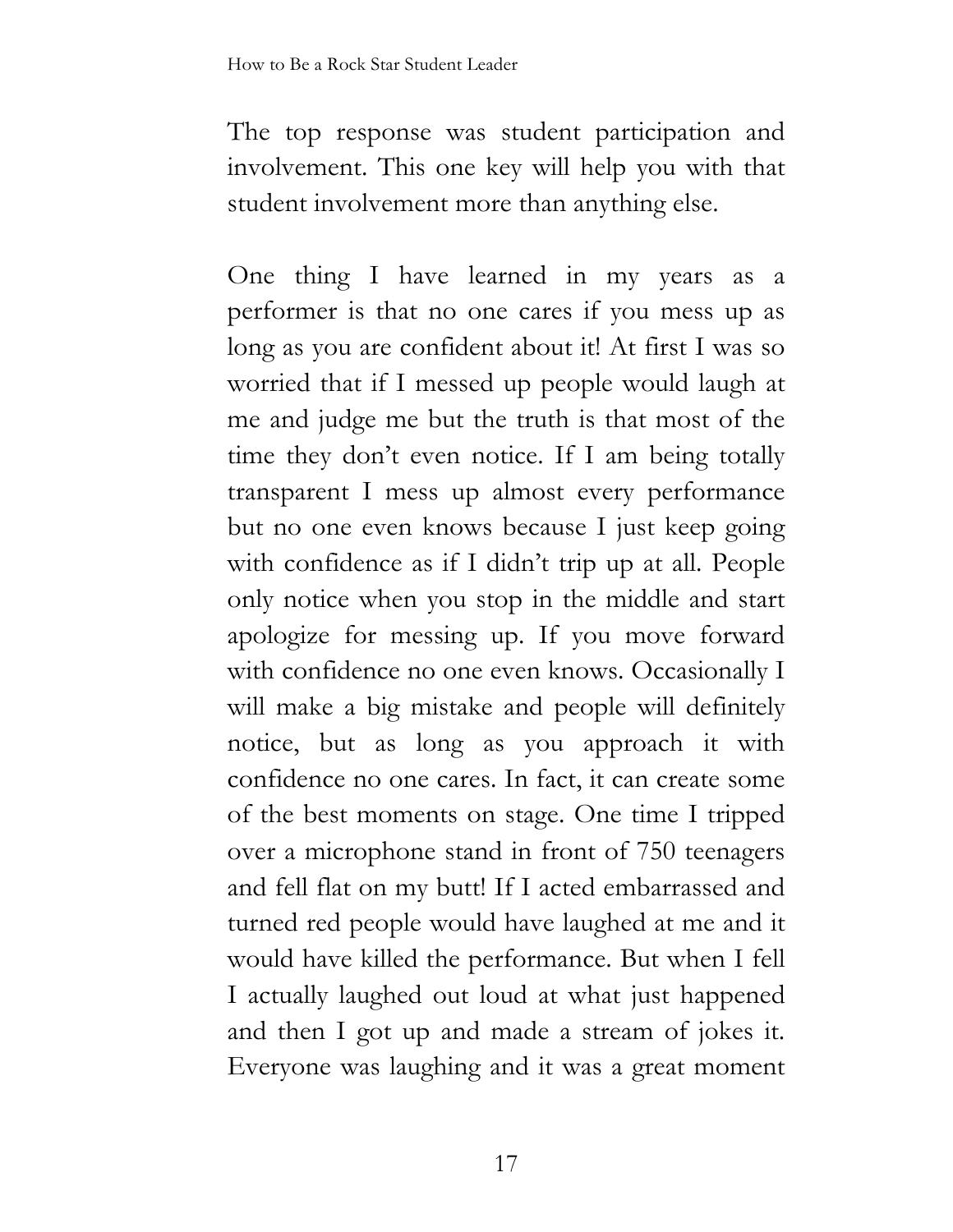The top response was student participation and involvement. This one key will help you with that student involvement more than anything else.

One thing I have learned in my years as a performer is that no one cares if you mess up as long as you are confident about it! At first I was so worried that if I messed up people would laugh at me and judge me but the truth is that most of the time they don't even notice. If I am being totally transparent I mess up almost every performance but no one even knows because I just keep going with confidence as if I didn't trip up at all. People only notice when you stop in the middle and start apologize for messing up. If you move forward with confidence no one even knows. Occasionally I will make a big mistake and people will definitely notice, but as long as you approach it with confidence no one cares. In fact, it can create some of the best moments on stage. One time I tripped over a microphone stand in front of 750 teenagers and fell flat on my butt! If I acted embarrassed and turned red people would have laughed at me and it would have killed the performance. But when I fell I actually laughed out loud at what just happened and then I got up and made a stream of jokes it. Everyone was laughing and it was a great moment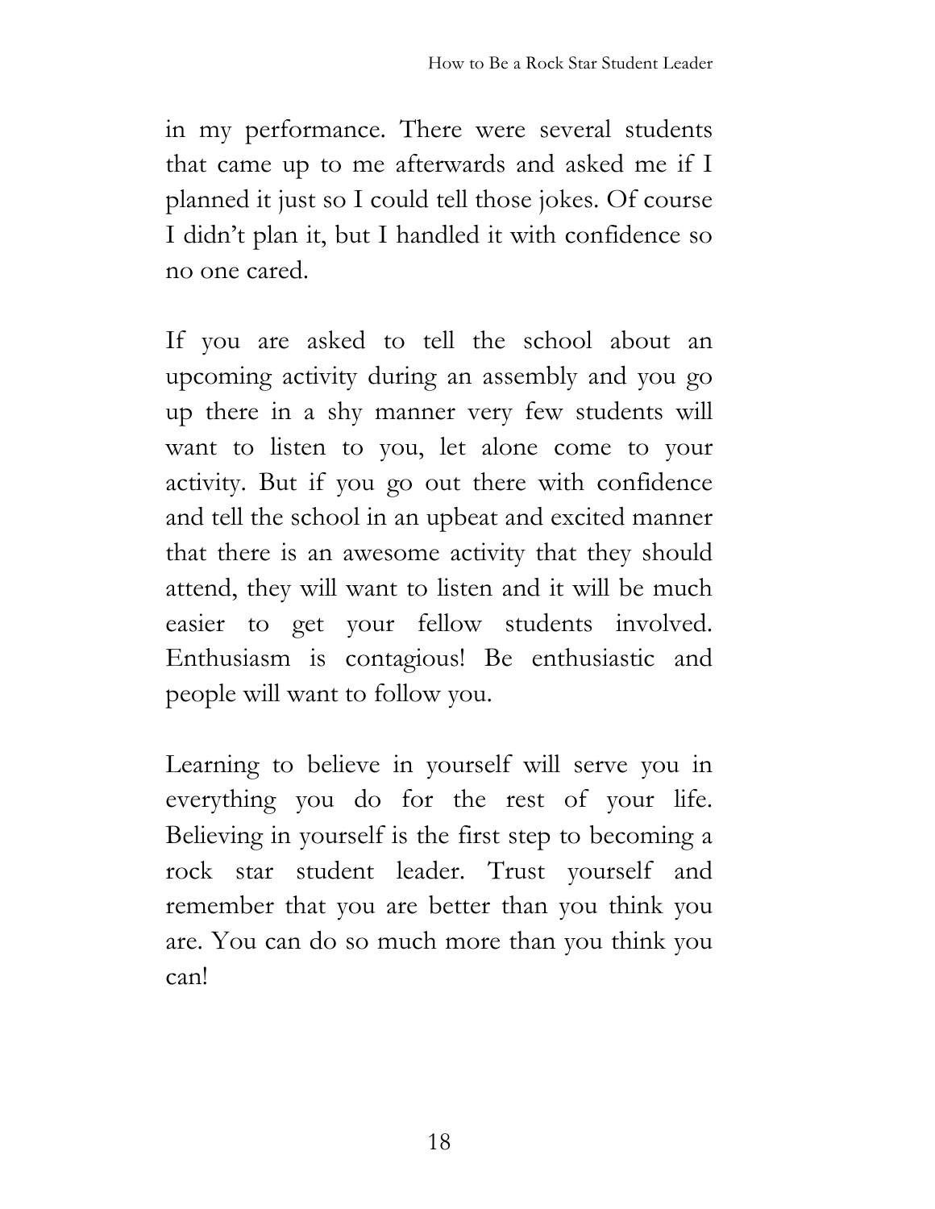in my performance. There were several students that came up to me afterwards and asked me if I planned it just so I could tell those jokes. Of course I didn't plan it, but I handled it with confidence so no one cared.

If you are asked to tell the school about an upcoming activity during an assembly and you go up there in a shy manner very few students will want to listen to you, let alone come to your activity. But if you go out there with confidence and tell the school in an upbeat and excited manner that there is an awesome activity that they should attend, they will want to listen and it will be much easier to get your fellow students involved. Enthusiasm is contagious! Be enthusiastic and people will want to follow you.

Learning to believe in yourself will serve you in everything you do for the rest of your life. Believing in yourself is the first step to becoming a rock star student leader. Trust yourself and remember that you are better than you think you are. You can do so much more than you think you can!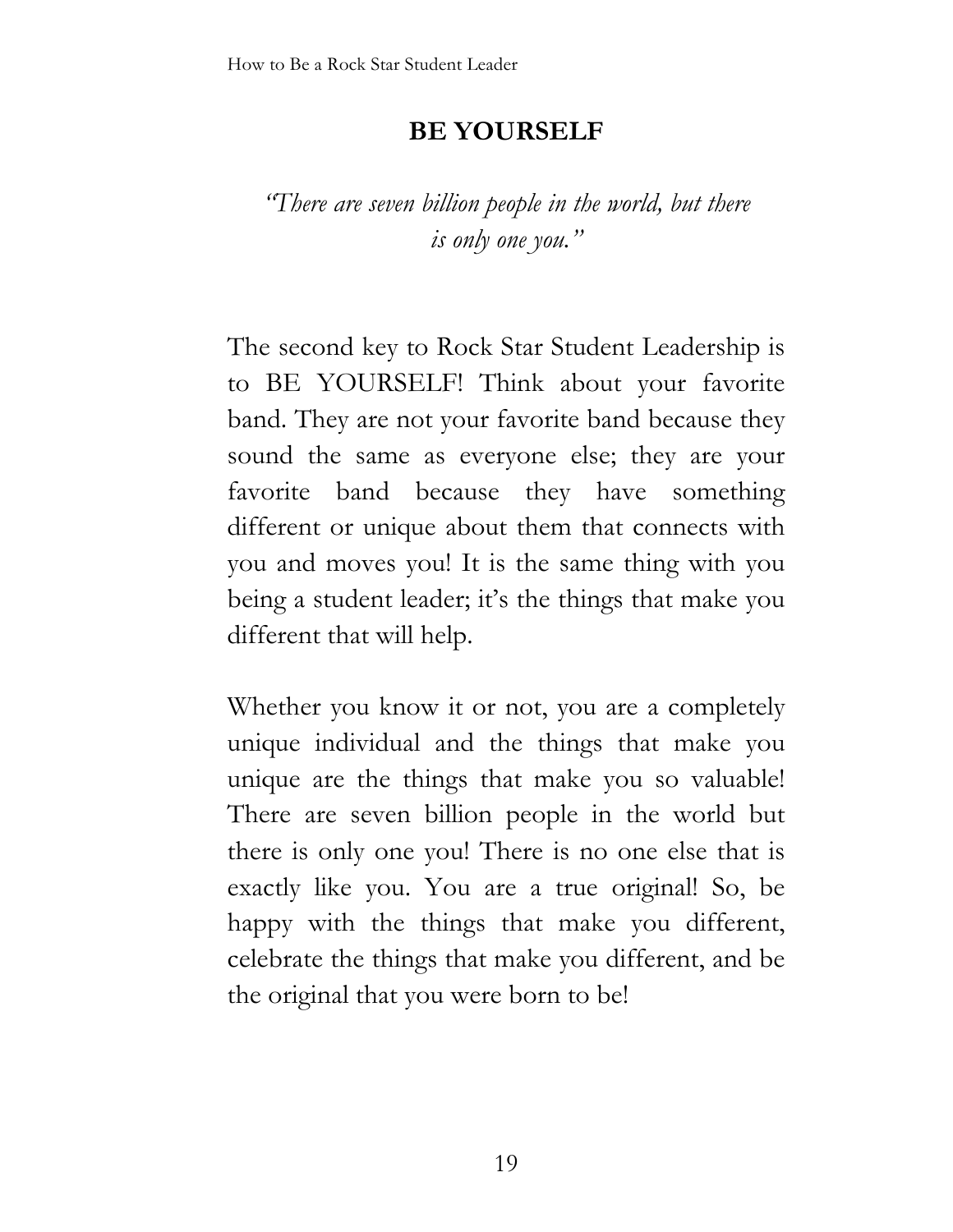## BE YOURSELF

*"There are seven billion people in the world, but there is only one you."*

The second key to Rock Star Student Leadership is to BE YOURSELF! Think about your favorite band. They are not your favorite band because they sound the same as everyone else; they are your favorite band because they have something different or unique about them that connects with you and moves you! It is the same thing with you being a student leader; it's the things that make you different that will help.

Whether you know it or not, you are a completely unique individual and the things that make you unique are the things that make you so valuable! There are seven billion people in the world but there is only one you! There is no one else that is exactly like you. You are a true original! So, be happy with the things that make you different, celebrate the things that make you different, and be the original that you were born to be!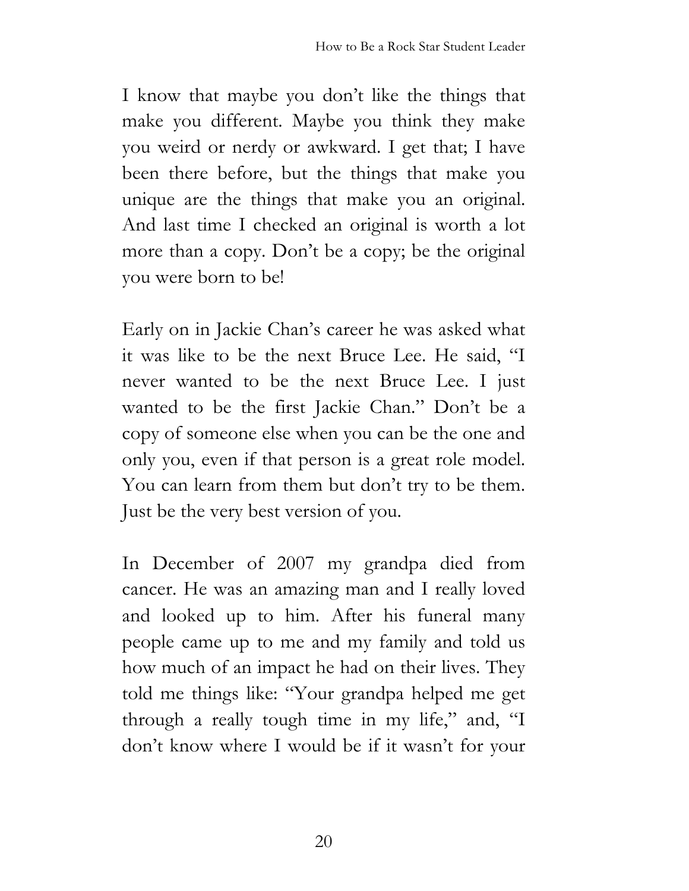I know that maybe you don't like the things that make you different. Maybe you think they make you weird or nerdy or awkward. I get that; I have been there before, but the things that make you unique are the things that make you an original. And last time I checked an original is worth a lot more than a copy. Don't be a copy; be the original you were born to be!

Early on in Jackie Chan's career he was asked what it was like to be the next Bruce Lee. He said, "I never wanted to be the next Bruce Lee. I just wanted to be the first Jackie Chan." Don't be a copy of someone else when you can be the one and only you, even if that person is a great role model. You can learn from them but don't try to be them. Just be the very best version of you.

In December of 2007 my grandpa died from cancer. He was an amazing man and I really loved and looked up to him. After his funeral many people came up to me and my family and told us how much of an impact he had on their lives. They told me things like: "Your grandpa helped me get through a really tough time in my life," and, "I don't know where I would be if it wasn't for your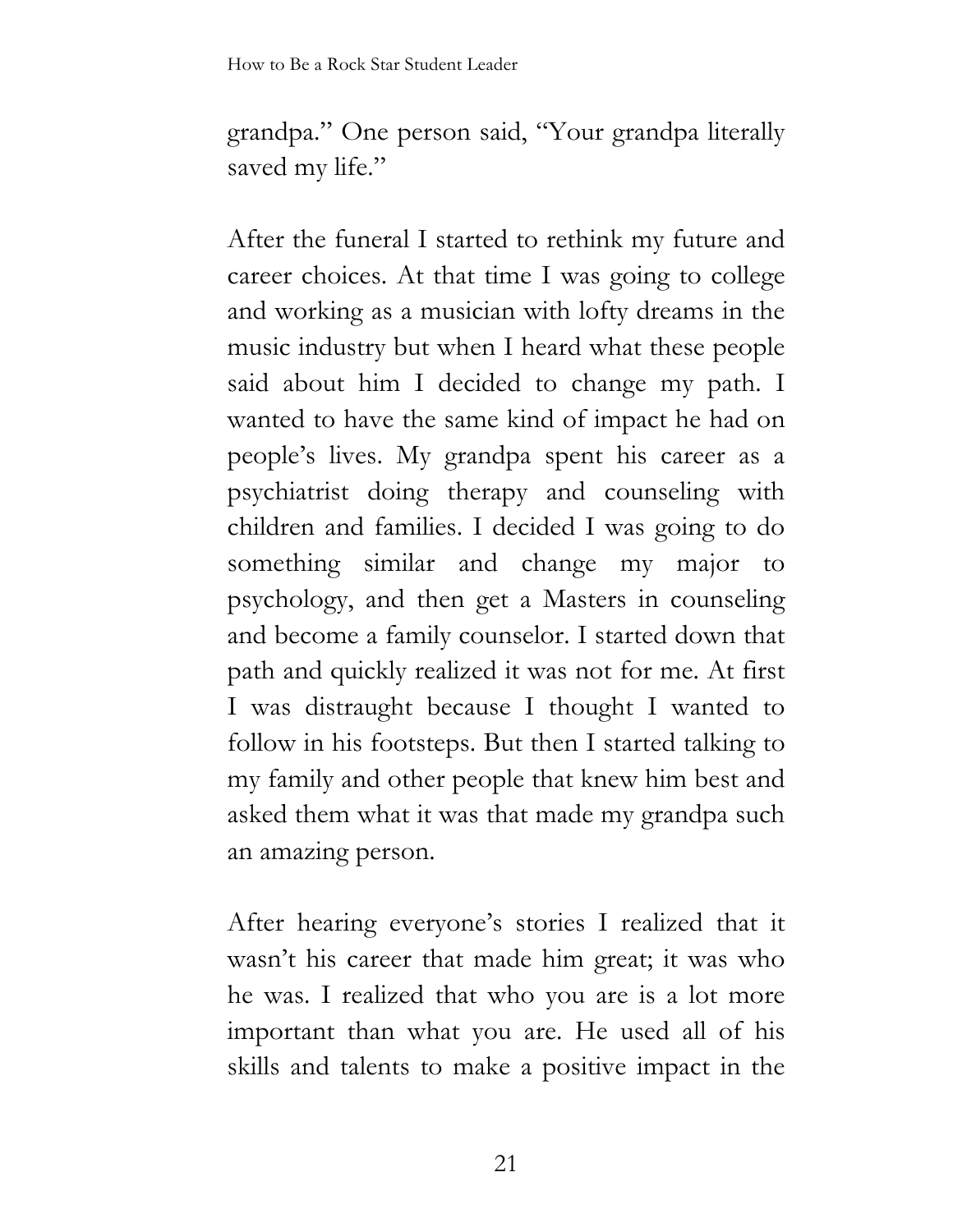grandpa." One person said, "Your grandpa literally saved my life."

After the funeral I started to rethink my future and career choices. At that time I was going to college and working as a musician with lofty dreams in the music industry but when I heard what these people said about him I decided to change my path. I wanted to have the same kind of impact he had on people's lives. My grandpa spent his career as a psychiatrist doing therapy and counseling with children and families. I decided I was going to do something similar and change my major to psychology, and then get a Masters in counseling and become a family counselor. I started down that path and quickly realized it was not for me. At first I was distraught because I thought I wanted to follow in his footsteps. But then I started talking to my family and other people that knew him best and asked them what it was that made my grandpa such an amazing person.

After hearing everyone's stories I realized that it wasn't his career that made him great; it was who he was. I realized that who you are is a lot more important than what you are. He used all of his skills and talents to make a positive impact in the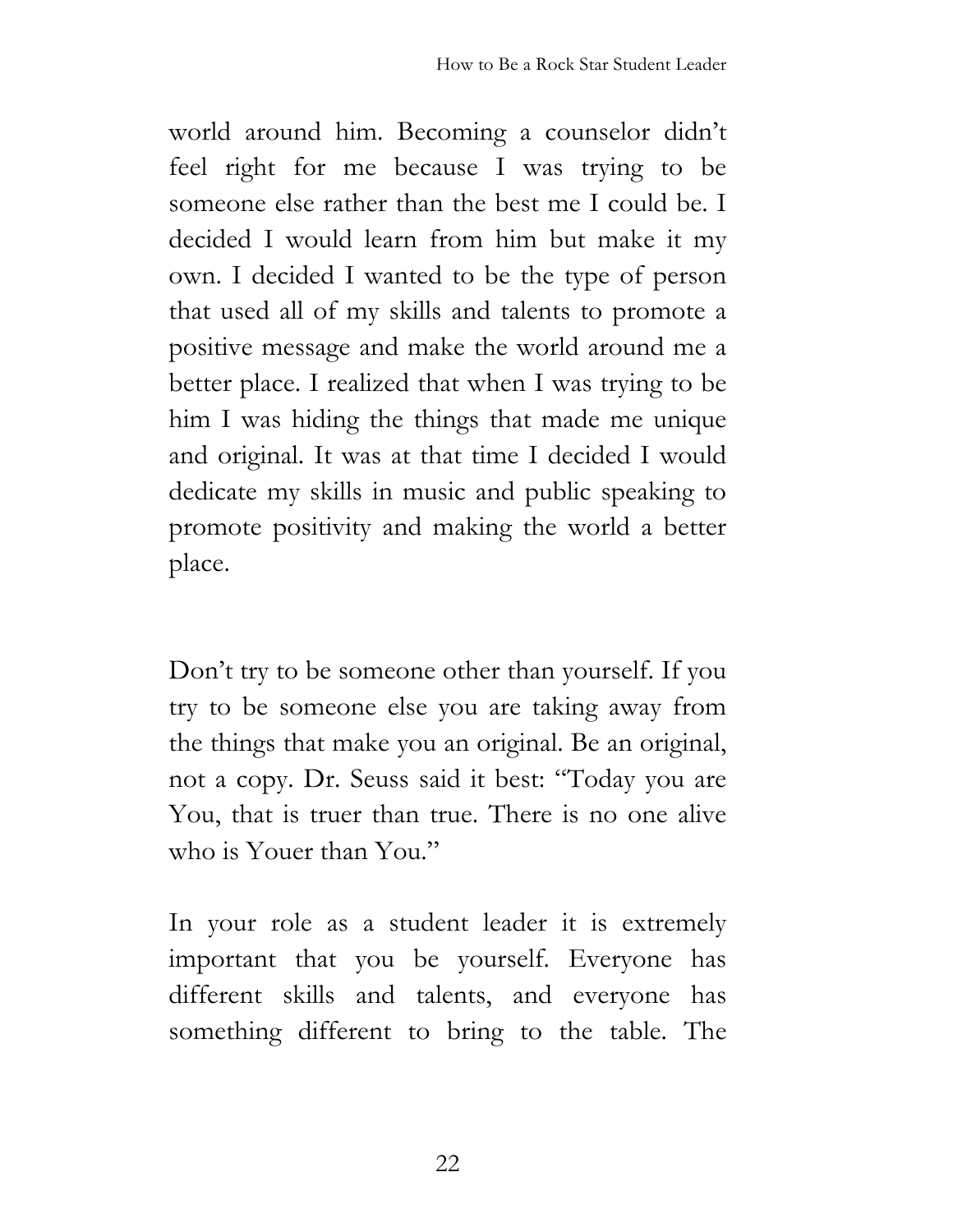world around him. Becoming a counselor didn't feel right for me because I was trying to be someone else rather than the best me I could be. I decided I would learn from him but make it my own. I decided I wanted to be the type of person that used all of my skills and talents to promote a positive message and make the world around me a better place. I realized that when I was trying to be him I was hiding the things that made me unique and original. It was at that time I decided I would dedicate my skills in music and public speaking to promote positivity and making the world a better place.

Don't try to be someone other than yourself. If you try to be someone else you are taking away from the things that make you an original. Be an original, not a copy. Dr. Seuss said it best: "Today you are You, that is truer than true. There is no one alive who is Youer than You."

In your role as a student leader it is extremely important that you be yourself. Everyone has different skills and talents, and everyone has something different to bring to the table. The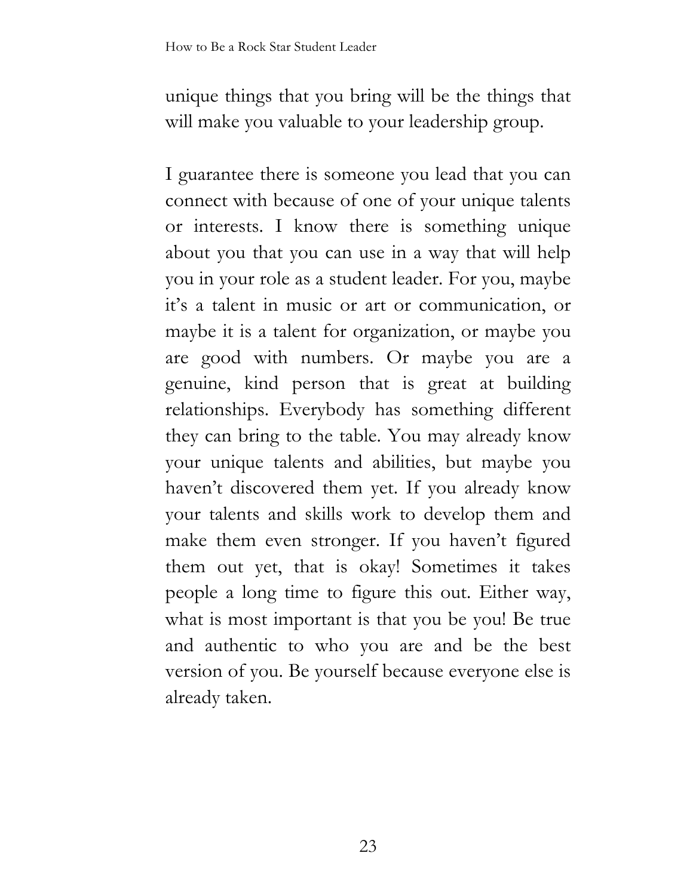unique things that you bring will be the things that will make you valuable to your leadership group.

I guarantee there is someone you lead that you can connect with because of one of your unique talents or interests. I know there is something unique about you that you can use in a way that will help you in your role as a student leader. For you, maybe it's a talent in music or art or communication, or maybe it is a talent for organization, or maybe you are good with numbers. Or maybe you are a genuine, kind person that is great at building relationships. Everybody has something different they can bring to the table. You may already know your unique talents and abilities, but maybe you haven't discovered them yet. If you already know your talents and skills work to develop them and make them even stronger. If you haven't figured them out yet, that is okay! Sometimes it takes people a long time to figure this out. Either way, what is most important is that you be you! Be true and authentic to who you are and be the best version of you. Be yourself because everyone else is already taken.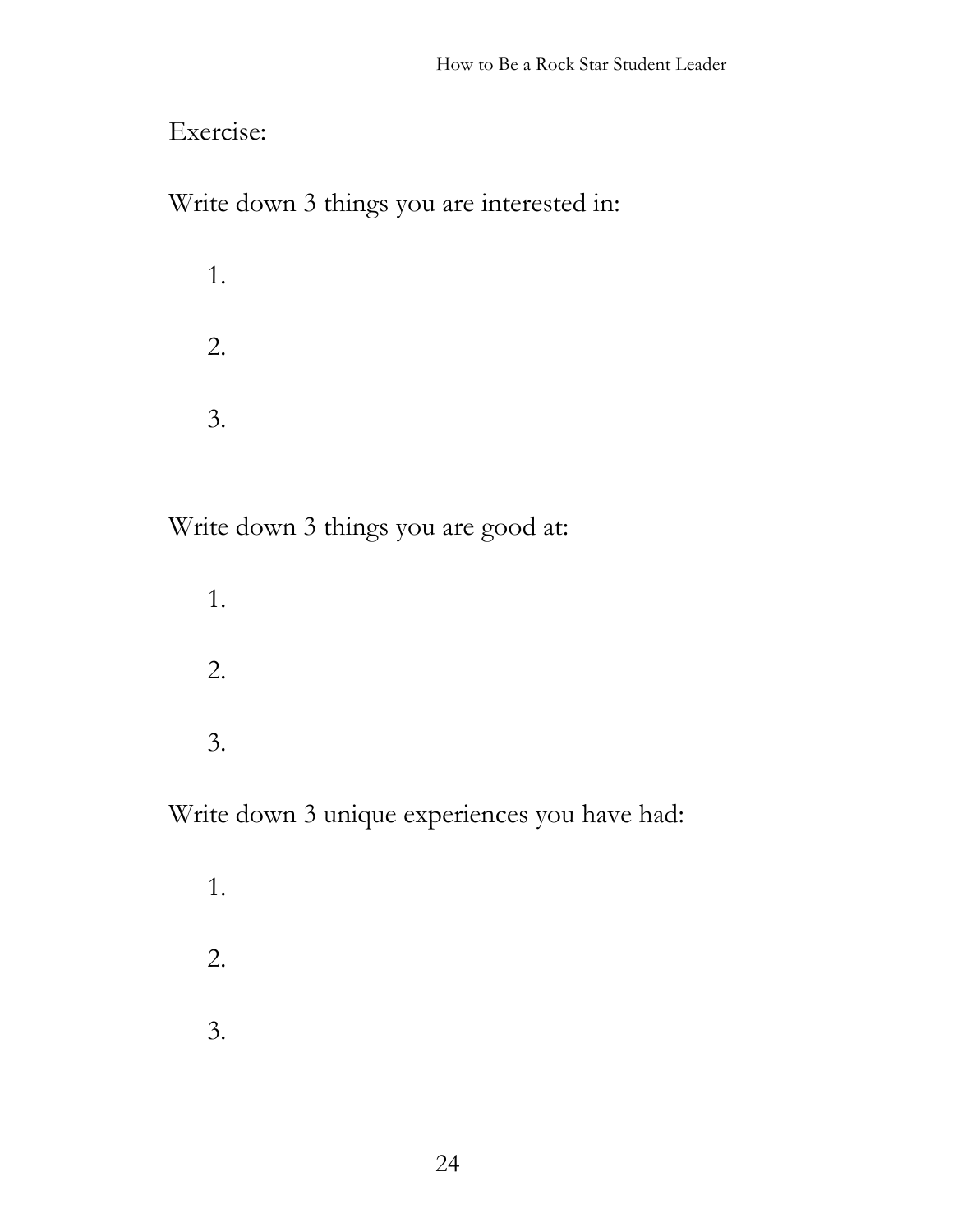Exercise:

Write down 3 things you are interested in:

1.

2.

3.

Write down 3 things you are good at:

1.

2.

3.

Write down 3 unique experiences you have had:

1.

2.

3.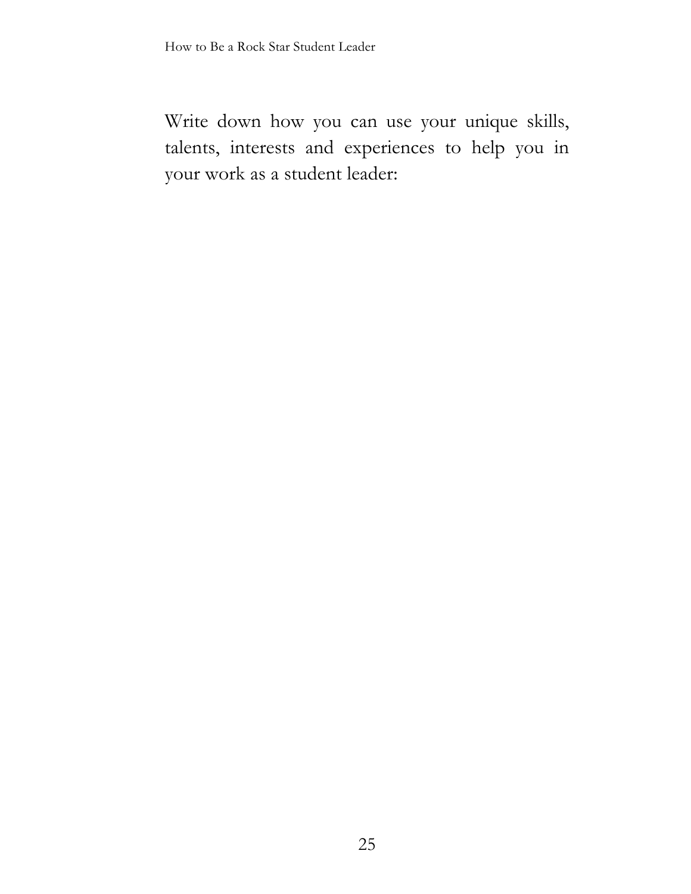Write down how you can use your unique skills, talents, interests and experiences to help you in your work as a student leader: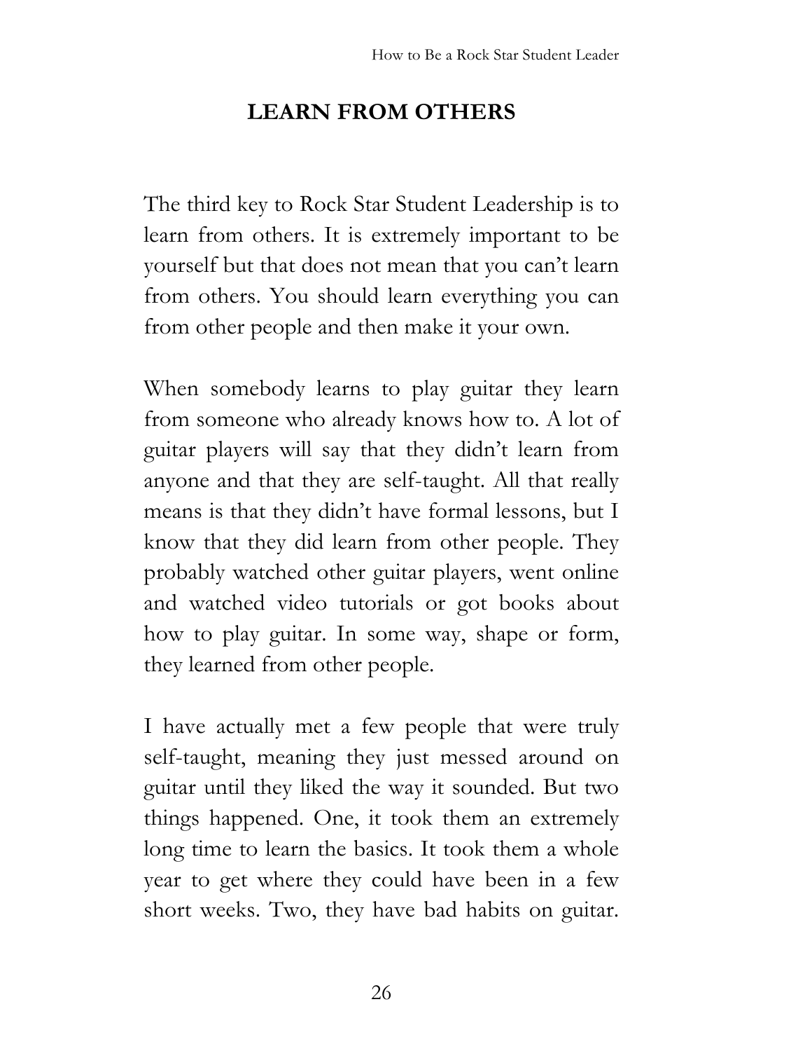## LEARN FROM OTHERS

The third key to Rock Star Student Leadership is to learn from others. It is extremely important to be yourself but that does not mean that you can't learn from others. You should learn everything you can from other people and then make it your own.

When somebody learns to play guitar they learn from someone who already knows how to. A lot of guitar players will say that they didn't learn from anyone and that they are self-taught. All that really means is that they didn't have formal lessons, but I know that they did learn from other people. They probably watched other guitar players, went online and watched video tutorials or got books about how to play guitar. In some way, shape or form, they learned from other people.

I have actually met a few people that were truly self-taught, meaning they just messed around on guitar until they liked the way it sounded. But two things happened. One, it took them an extremely long time to learn the basics. It took them a whole year to get where they could have been in a few short weeks. Two, they have bad habits on guitar.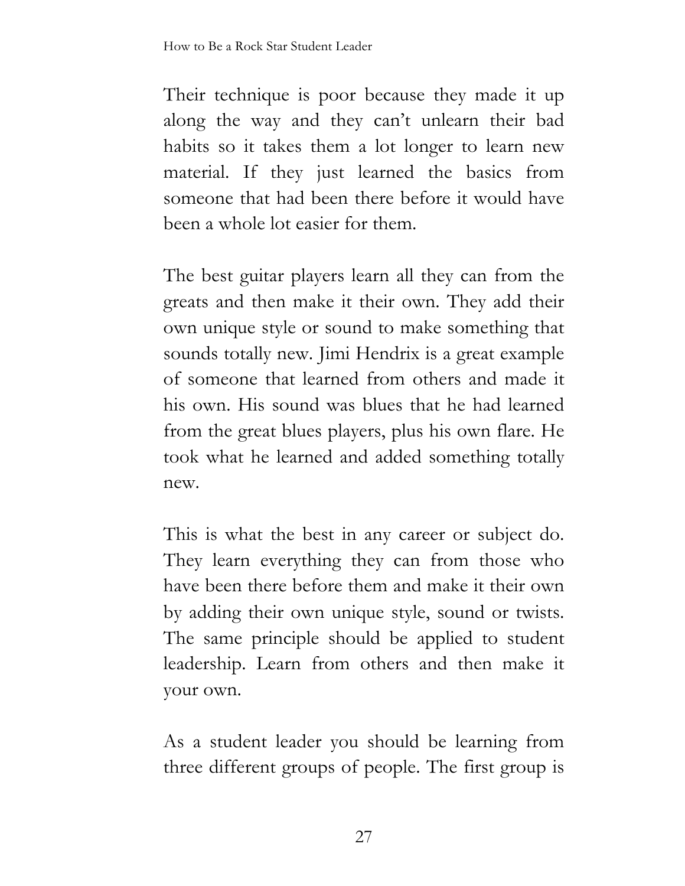Their technique is poor because they made it up along the way and they can't unlearn their bad habits so it takes them a lot longer to learn new material. If they just learned the basics from someone that had been there before it would have been a whole lot easier for them.

The best guitar players learn all they can from the greats and then make it their own. They add their own unique style or sound to make something that sounds totally new. Jimi Hendrix is a great example of someone that learned from others and made it his own. His sound was blues that he had learned from the great blues players, plus his own flare. He took what he learned and added something totally new.

This is what the best in any career or subject do. They learn everything they can from those who have been there before them and make it their own by adding their own unique style, sound or twists. The same principle should be applied to student leadership. Learn from others and then make it your own.

As a student leader you should be learning from three different groups of people. The first group is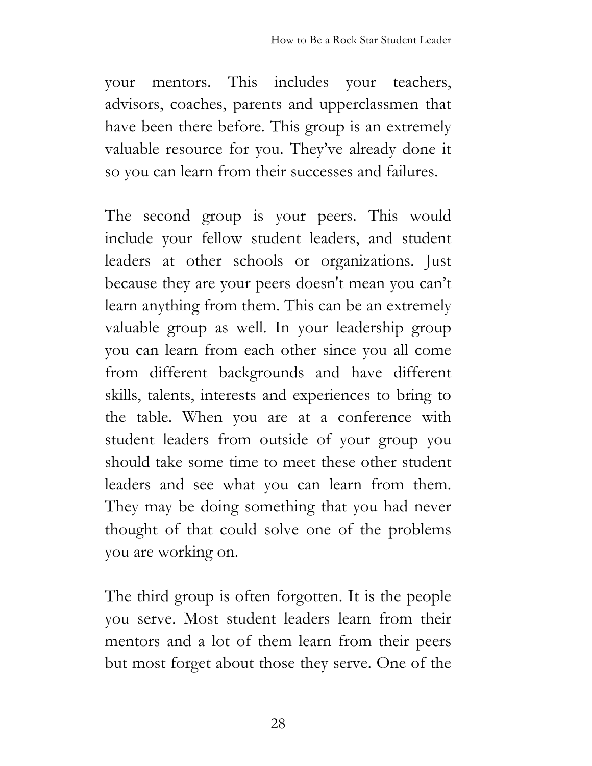your mentors. This includes your teachers, advisors, coaches, parents and upperclassmen that have been there before. This group is an extremely valuable resource for you. They've already done it so you can learn from their successes and failures.

The second group is your peers. This would include your fellow student leaders, and student leaders at other schools or organizations. Just because they are your peers doesn't mean you can't learn anything from them. This can be an extremely valuable group as well. In your leadership group you can learn from each other since you all come from different backgrounds and have different skills, talents, interests and experiences to bring to the table. When you are at a conference with student leaders from outside of your group you should take some time to meet these other student leaders and see what you can learn from them. They may be doing something that you had never thought of that could solve one of the problems you are working on.

The third group is often forgotten. It is the people you serve. Most student leaders learn from their mentors and a lot of them learn from their peers but most forget about those they serve. One of the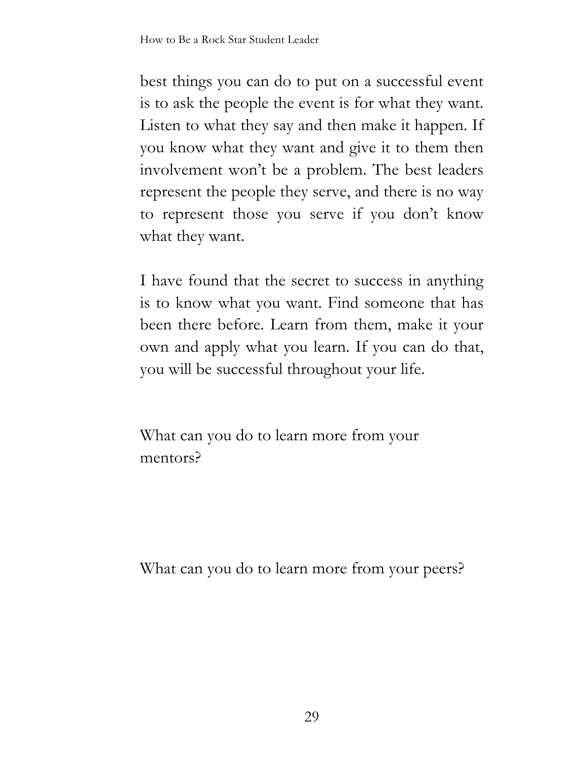best things you can do to put on a successful event is to ask the people the event is for what they want. Listen to what they say and then make it happen. If you know what they want and give it to them then involvement won't be a problem. The best leaders represent the people they serve, and there is no way to represent those you serve if you don't know what they want.

I have found that the secret to success in anything is to know what you want. Find someone that has been there before. Learn from them, make it your own and apply what you learn. If you can do that, you will be successful throughout your life.

What can you do to learn more from your mentors?

What can you do to learn more from your peers?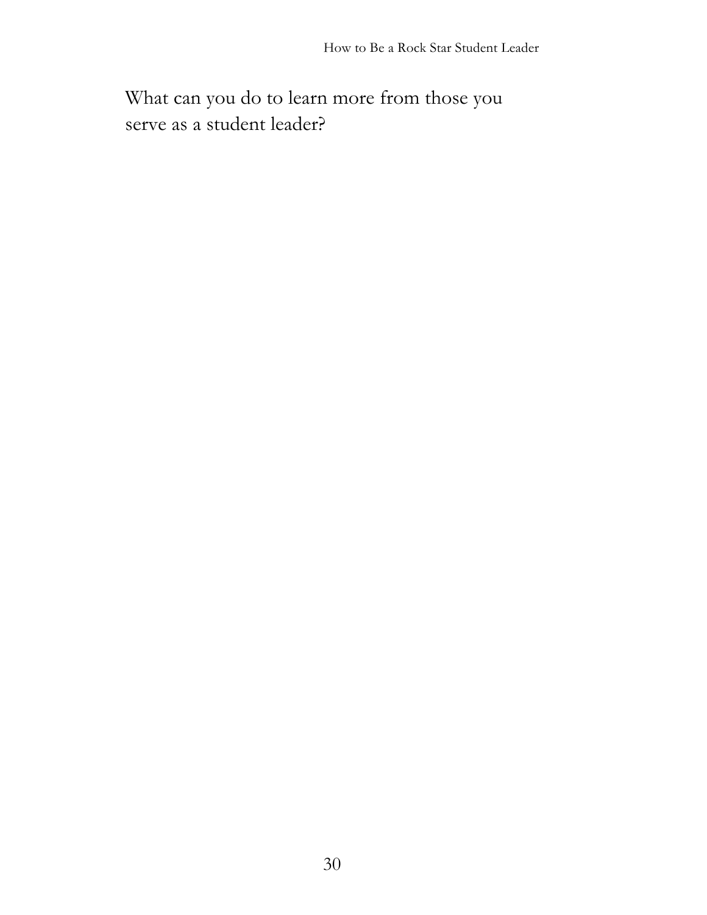What can you do to learn more from those you serve as a student leader?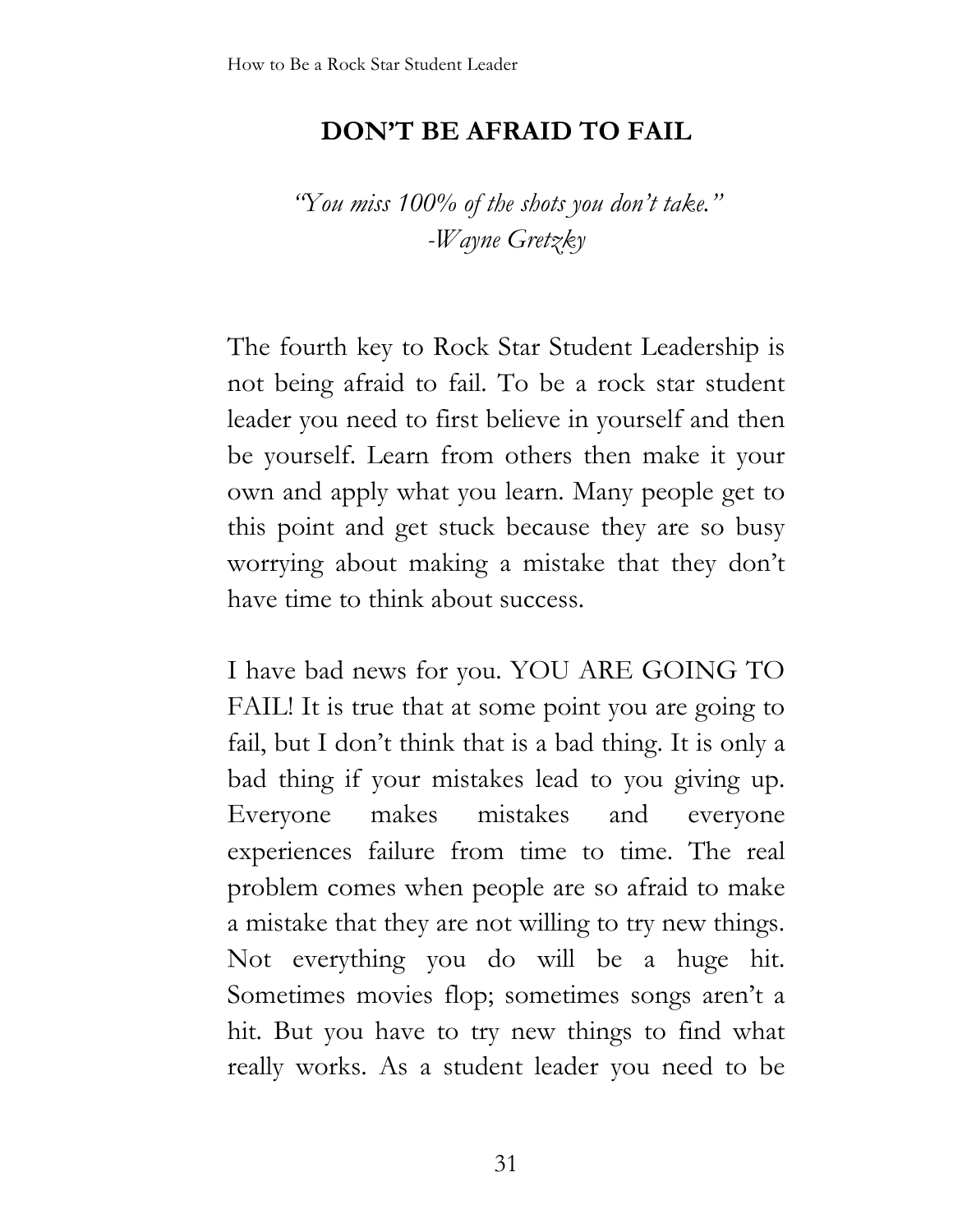# DON'T BE AFRAID TO FAIL

*"You miss 100% of the shots you don't take."*
*-Wayne Gretzky*

The fourth key to Rock Star Student Leadership is not being afraid to fail. To be a rock star student leader you need to first believe in yourself and then be yourself. Learn from others then make it your own and apply what you learn. Many people get to this point and get stuck because they are so busy worrying about making a mistake that they don't have time to think about success.

I have bad news for you. YOU ARE GOING TO FAIL! It is true that at some point you are going to fail, but I don't think that is a bad thing. It is only a bad thing if your mistakes lead to you giving up. Everyone makes mistakes and everyone experiences failure from time to time. The real problem comes when people are so afraid to make a mistake that they are not willing to try new things. Not everything you do will be a huge hit. Sometimes movies flop; sometimes songs aren't a hit. But you have to try new things to find what really works. As a student leader you need to be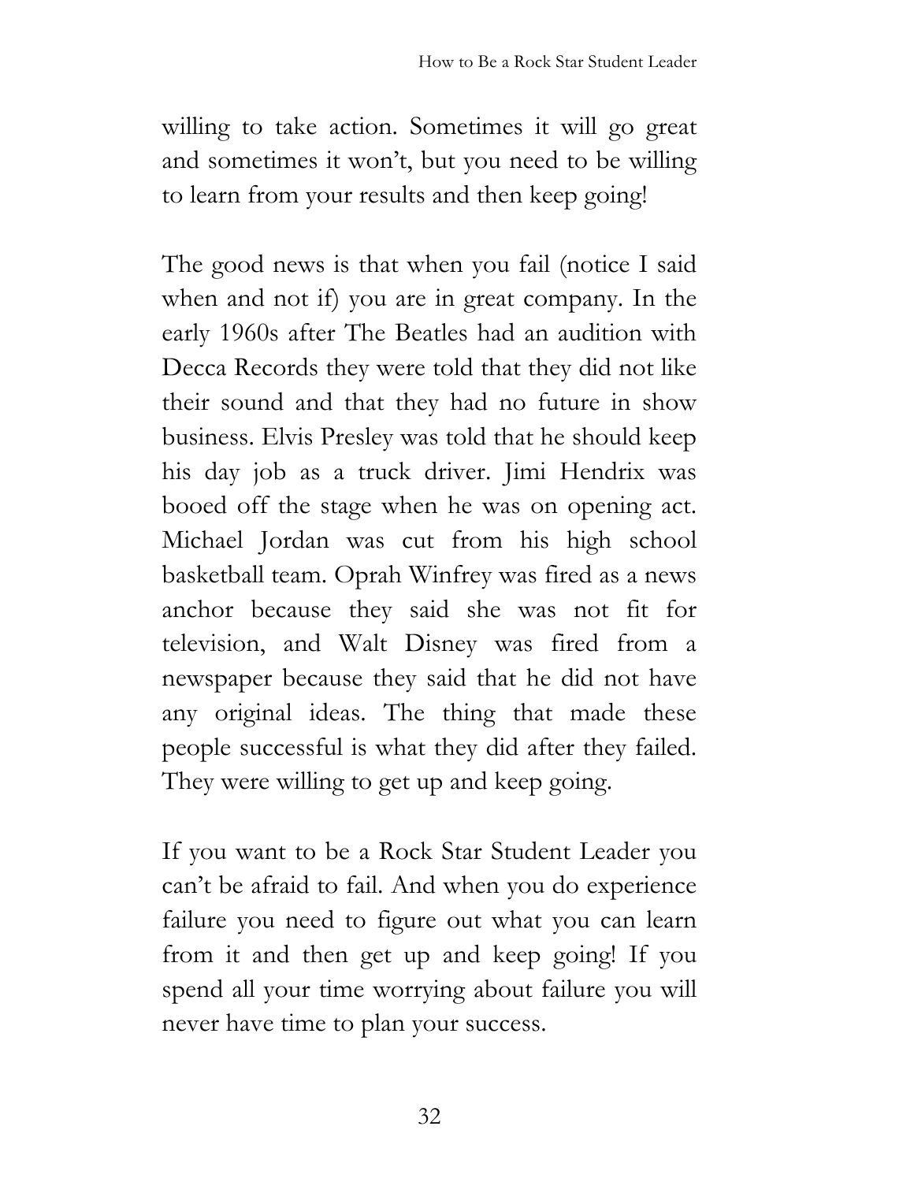willing to take action. Sometimes it will go great and sometimes it won't, but you need to be willing to learn from your results and then keep going!

The good news is that when you fail (notice I said when and not if) you are in great company. In the early 1960s after The Beatles had an audition with Decca Records they were told that they did not like their sound and that they had no future in show business. Elvis Presley was told that he should keep his day job as a truck driver. Jimi Hendrix was booed off the stage when he was on opening act. Michael Jordan was cut from his high school basketball team. Oprah Winfrey was fired as a news anchor because they said she was not fit for television, and Walt Disney was fired from a newspaper because they said that he did not have any original ideas. The thing that made these people successful is what they did after they failed. They were willing to get up and keep going.

If you want to be a Rock Star Student Leader you can't be afraid to fail. And when you do experience failure you need to figure out what you can learn from it and then get up and keep going! If you spend all your time worrying about failure you will never have time to plan your success.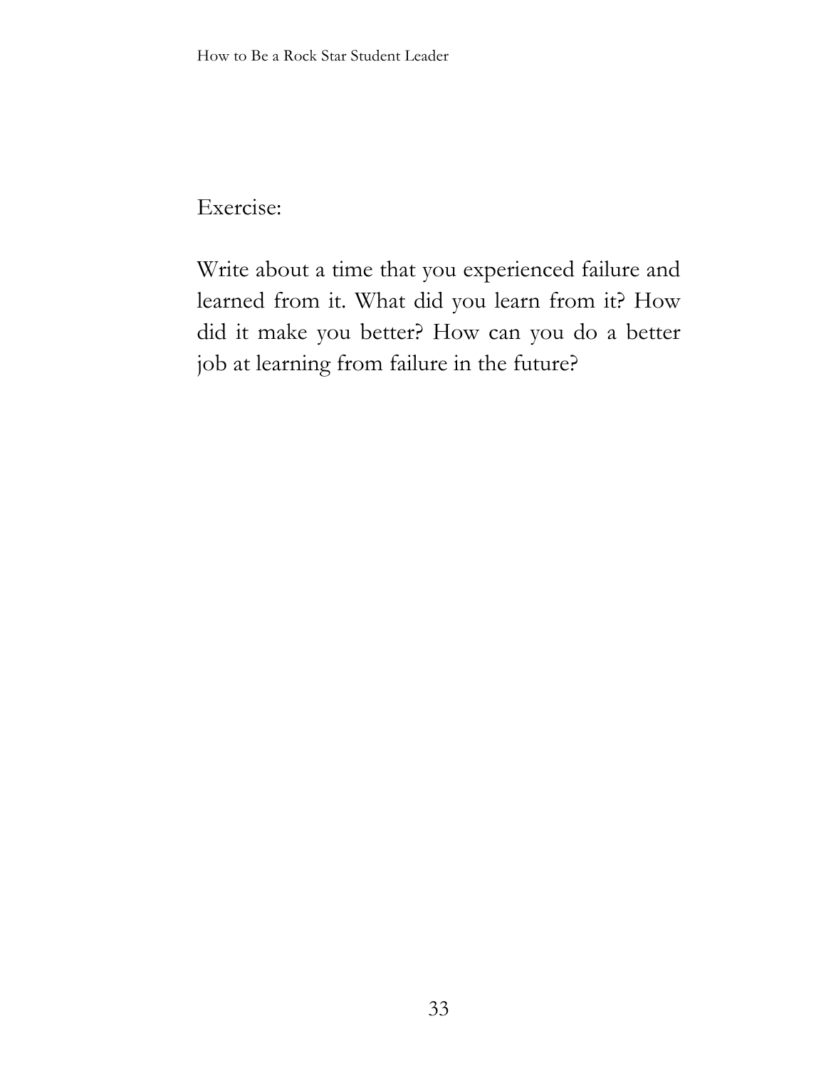Exercise:

Write about a time that you experienced failure and learned from it. What did you learn from it? How did it make you better? How can you do a better job at learning from failure in the future?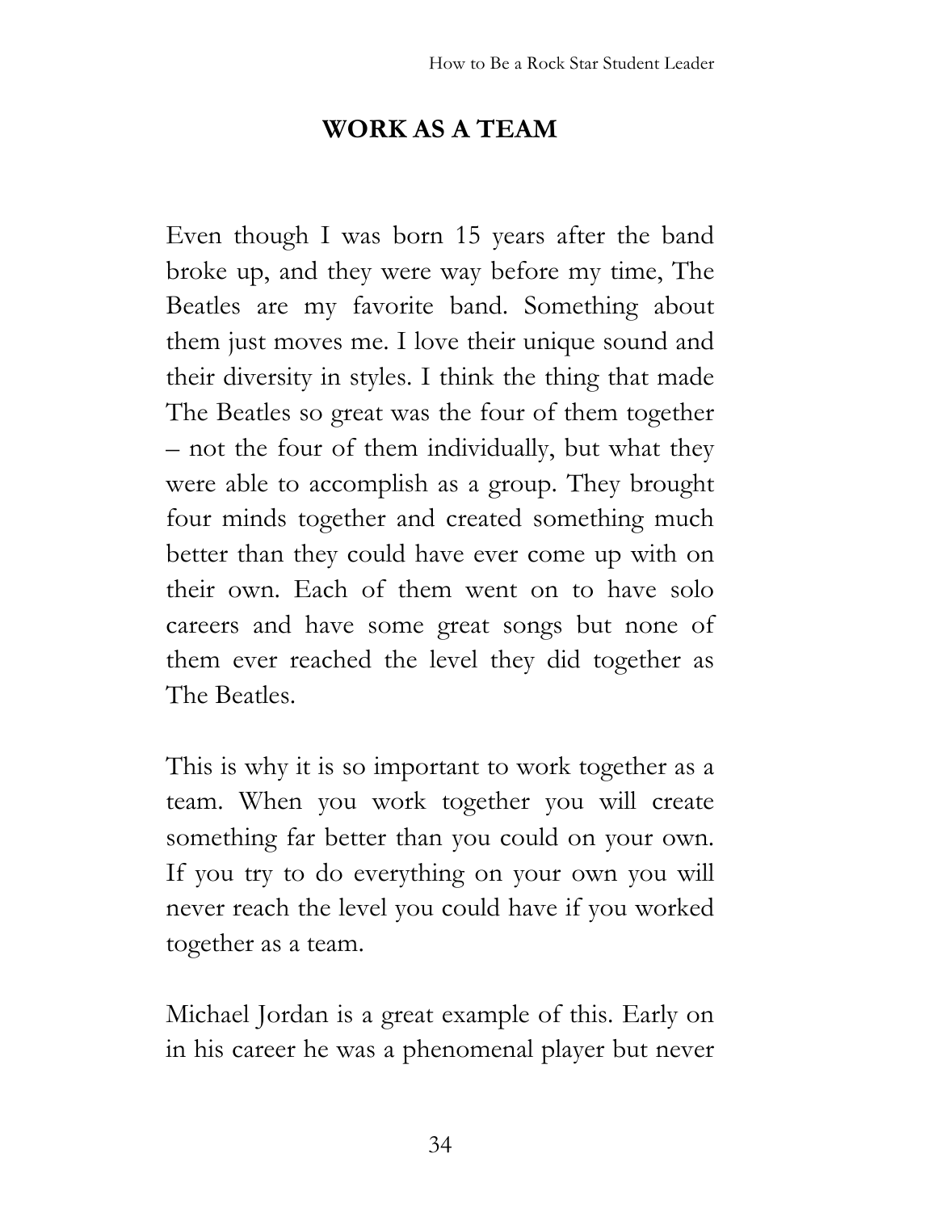## WORK AS A TEAM

Even though I was born 15 years after the band broke up, and they were way before my time, The Beatles are my favorite band. Something about them just moves me. I love their unique sound and their diversity in styles. I think the thing that made The Beatles so great was the four of them together – not the four of them individually, but what they were able to accomplish as a group. They brought four minds together and created something much better than they could have ever come up with on their own. Each of them went on to have solo careers and have some great songs but none of them ever reached the level they did together as The Beatles.

This is why it is so important to work together as a team. When you work together you will create something far better than you could on your own. If you try to do everything on your own you will never reach the level you could have if you worked together as a team.

Michael Jordan is a great example of this. Early on in his career he was a phenomenal player but never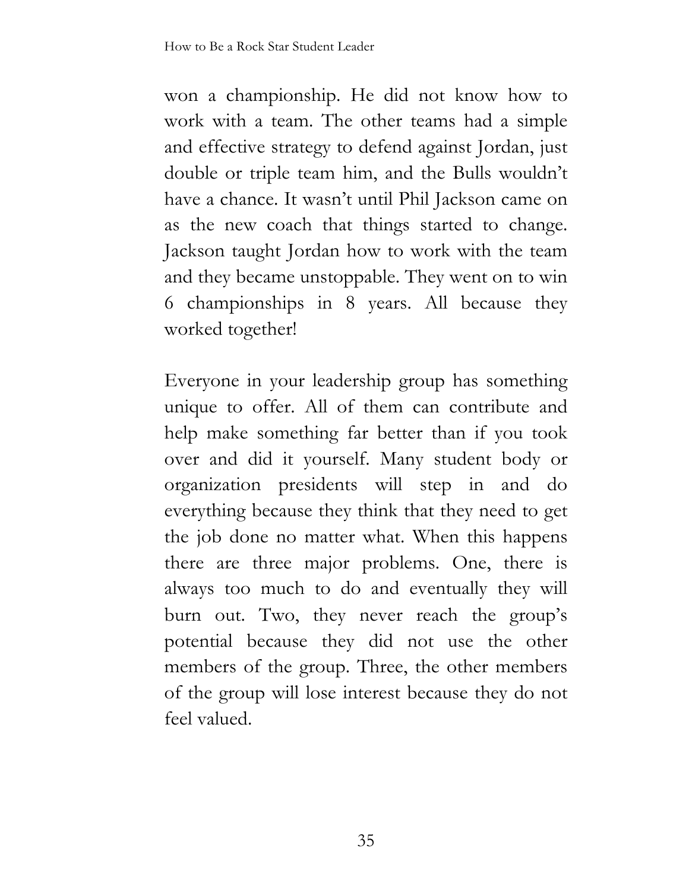won a championship. He did not know how to work with a team. The other teams had a simple and effective strategy to defend against Jordan, just double or triple team him, and the Bulls wouldn't have a chance. It wasn't until Phil Jackson came on as the new coach that things started to change. Jackson taught Jordan how to work with the team and they became unstoppable. They went on to win 6 championships in 8 years. All because they worked together!

Everyone in your leadership group has something unique to offer. All of them can contribute and help make something far better than if you took over and did it yourself. Many student body or organization presidents will step in and do everything because they think that they need to get the job done no matter what. When this happens there are three major problems. One, there is always too much to do and eventually they will burn out. Two, they never reach the group's potential because they did not use the other members of the group. Three, the other members of the group will lose interest because they do not feel valued.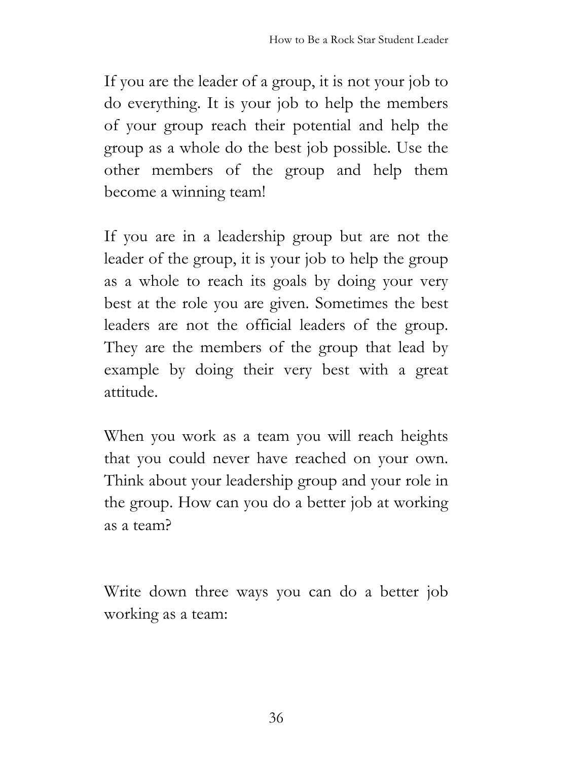If you are the leader of a group, it is not your job to do everything. It is your job to help the members of your group reach their potential and help the group as a whole do the best job possible. Use the other members of the group and help them become a winning team!

If you are in a leadership group but are not the leader of the group, it is your job to help the group as a whole to reach its goals by doing your very best at the role you are given. Sometimes the best leaders are not the official leaders of the group. They are the members of the group that lead by example by doing their very best with a great attitude.

When you work as a team you will reach heights that you could never have reached on your own. Think about your leadership group and your role in the group. How can you do a better job at working as a team?

Write down three ways you can do a better job working as a team: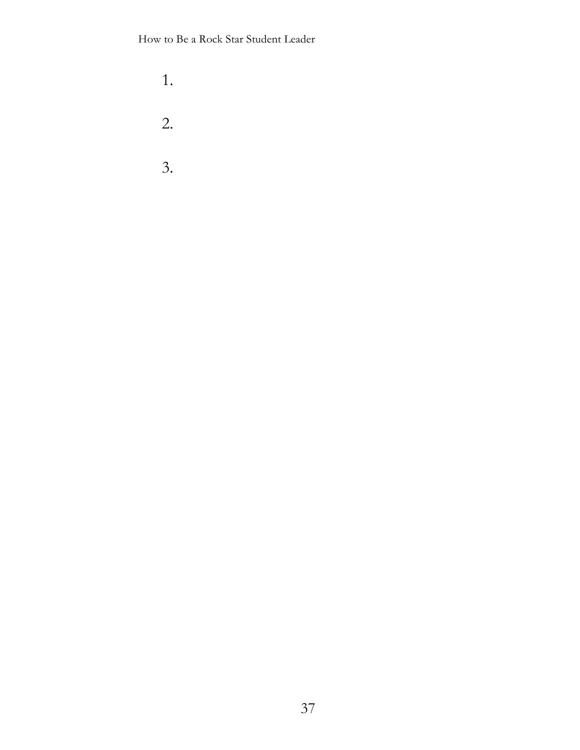1.

2.

3.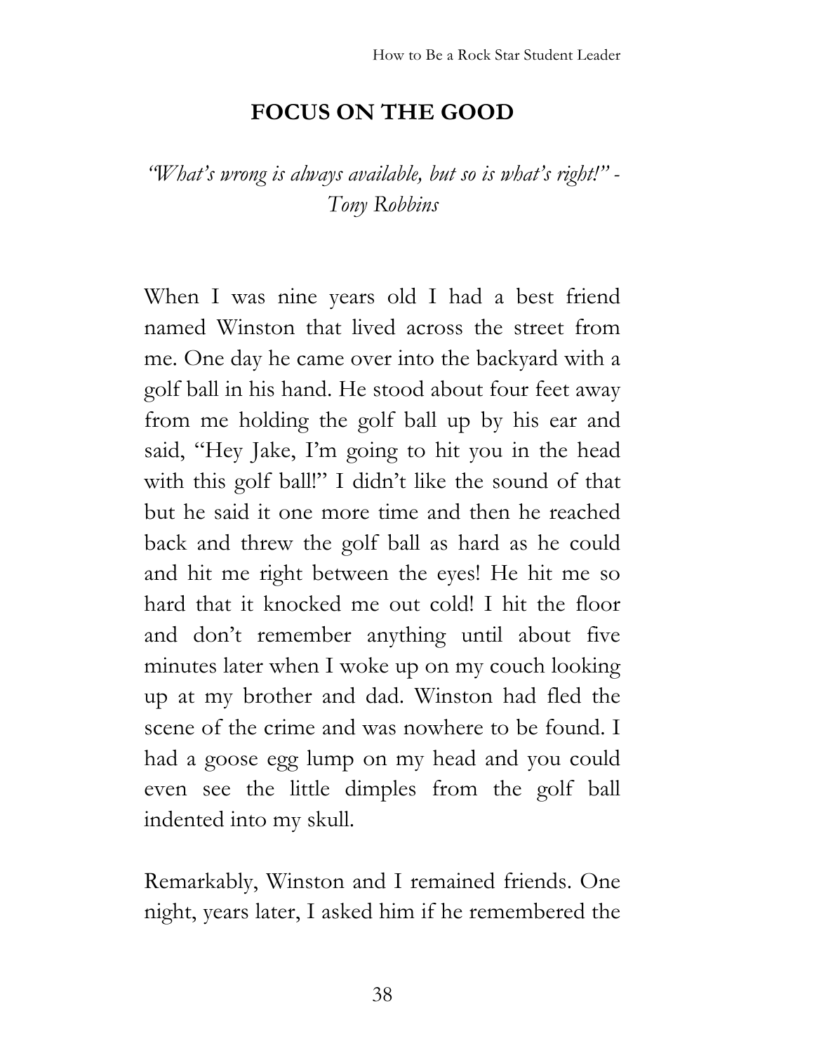## FOCUS ON THE GOOD

*"What's wrong is always available, but so is what's right!" - Tony Robbins*

When I was nine years old I had a best friend named Winston that lived across the street from me. One day he came over into the backyard with a golf ball in his hand. He stood about four feet away from me holding the golf ball up by his ear and said, "Hey Jake, I'm going to hit you in the head with this golf ball!" I didn't like the sound of that but he said it one more time and then he reached back and threw the golf ball as hard as he could and hit me right between the eyes! He hit me so hard that it knocked me out cold! I hit the floor and don't remember anything until about five minutes later when I woke up on my couch looking up at my brother and dad. Winston had fled the scene of the crime and was nowhere to be found. I had a goose egg lump on my head and you could even see the little dimples from the golf ball indented into my skull.

Remarkably, Winston and I remained friends. One night, years later, I asked him if he remembered the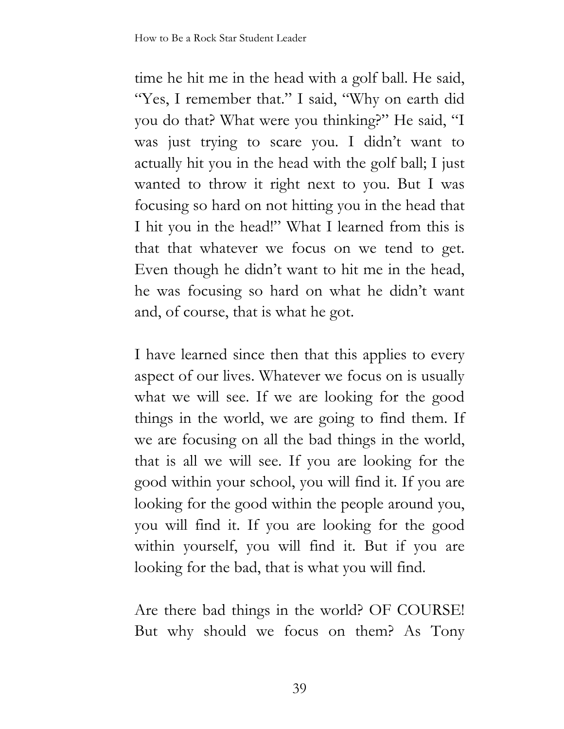time he hit me in the head with a golf ball. He said, "Yes, I remember that." I said, "Why on earth did you do that? What were you thinking?" He said, "I was just trying to scare you. I didn't want to actually hit you in the head with the golf ball; I just wanted to throw it right next to you. But I was focusing so hard on not hitting you in the head that I hit you in the head!" What I learned from this is that that whatever we focus on we tend to get. Even though he didn't want to hit me in the head, he was focusing so hard on what he didn't want and, of course, that is what he got.

I have learned since then that this applies to every aspect of our lives. Whatever we focus on is usually what we will see. If we are looking for the good things in the world, we are going to find them. If we are focusing on all the bad things in the world, that is all we will see. If you are looking for the good within your school, you will find it. If you are looking for the good within the people around you, you will find it. If you are looking for the good within yourself, you will find it. But if you are looking for the bad, that is what you will find.

Are there bad things in the world? OF COURSE! But why should we focus on them? As Tony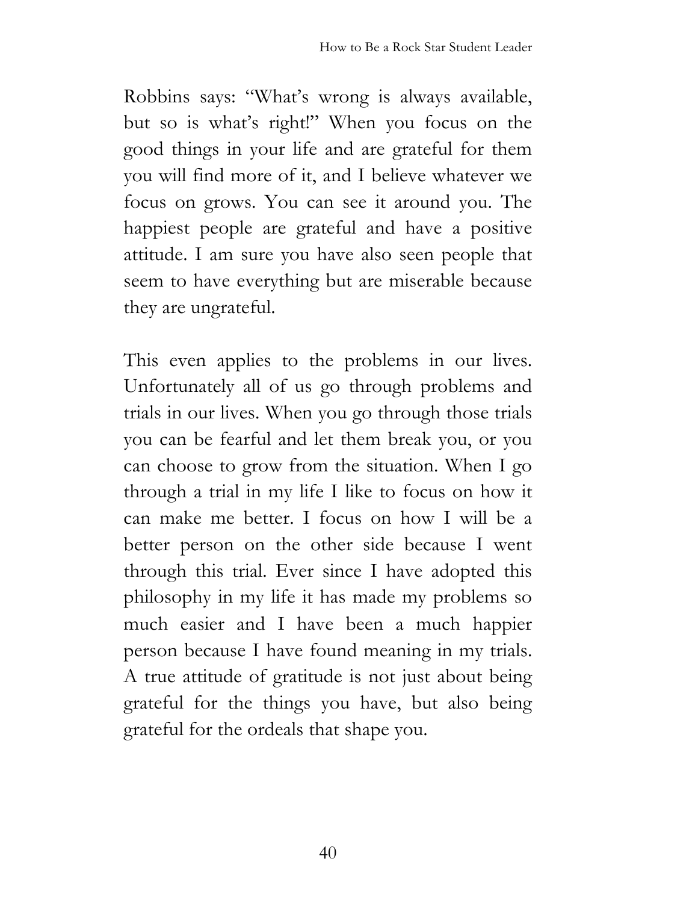Robbins says: "What's wrong is always available, but so is what's right!" When you focus on the good things in your life and are grateful for them you will find more of it, and I believe whatever we focus on grows. You can see it around you. The happiest people are grateful and have a positive attitude. I am sure you have also seen people that seem to have everything but are miserable because they are ungrateful.

This even applies to the problems in our lives. Unfortunately all of us go through problems and trials in our lives. When you go through those trials you can be fearful and let them break you, or you can choose to grow from the situation. When I go through a trial in my life I like to focus on how it can make me better. I focus on how I will be a better person on the other side because I went through this trial. Ever since I have adopted this philosophy in my life it has made my problems so much easier and I have been a much happier person because I have found meaning in my trials. A true attitude of gratitude is not just about being grateful for the things you have, but also being grateful for the ordeals that shape you.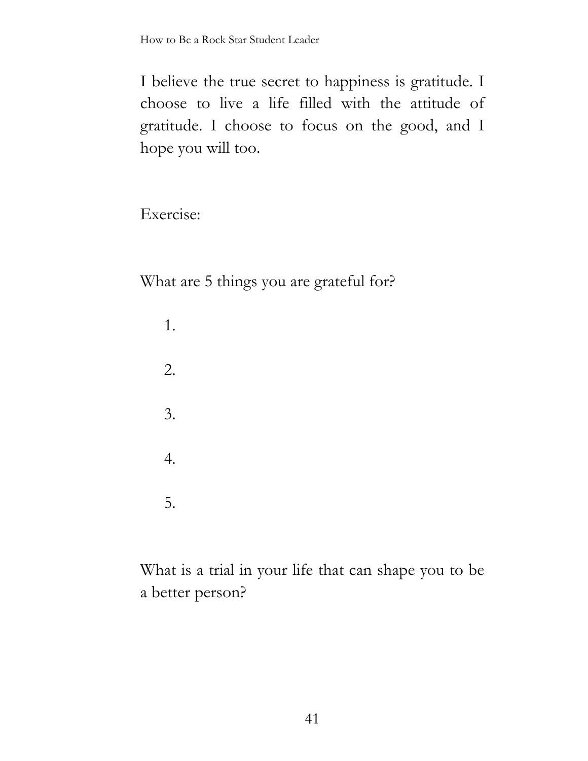I believe the true secret to happiness is gratitude. I choose to live a life filled with the attitude of gratitude. I choose to focus on the good, and I hope you will too.

Exercise:

What are 5 things you are grateful for?

1.

2.

3.

4.

5.

What is a trial in your life that can shape you to be a better person?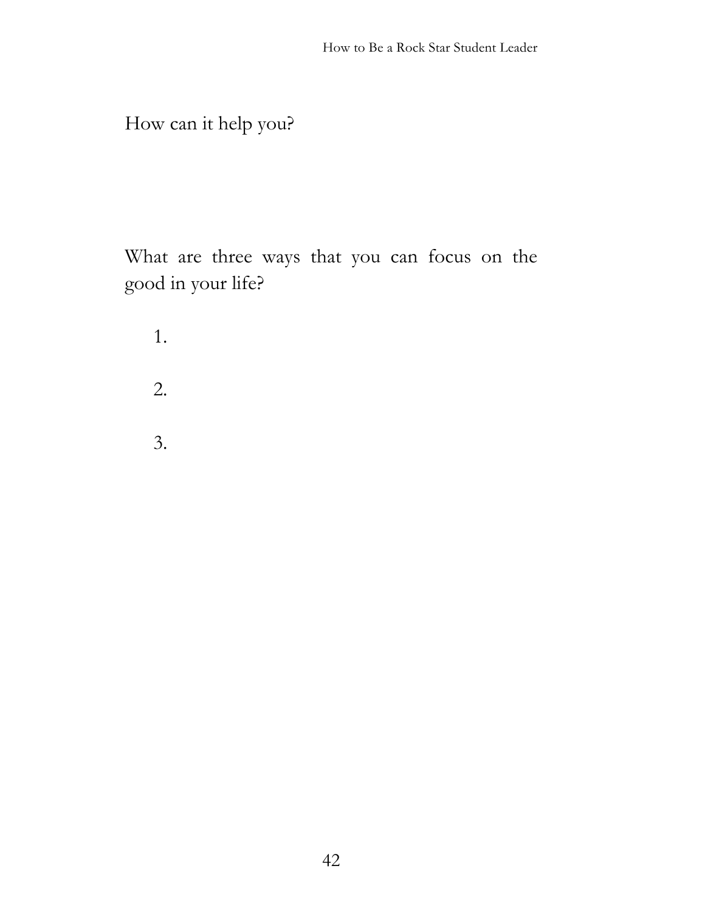How can it help you?

What are three ways that you can focus on the good in your life?

1.

2.

3.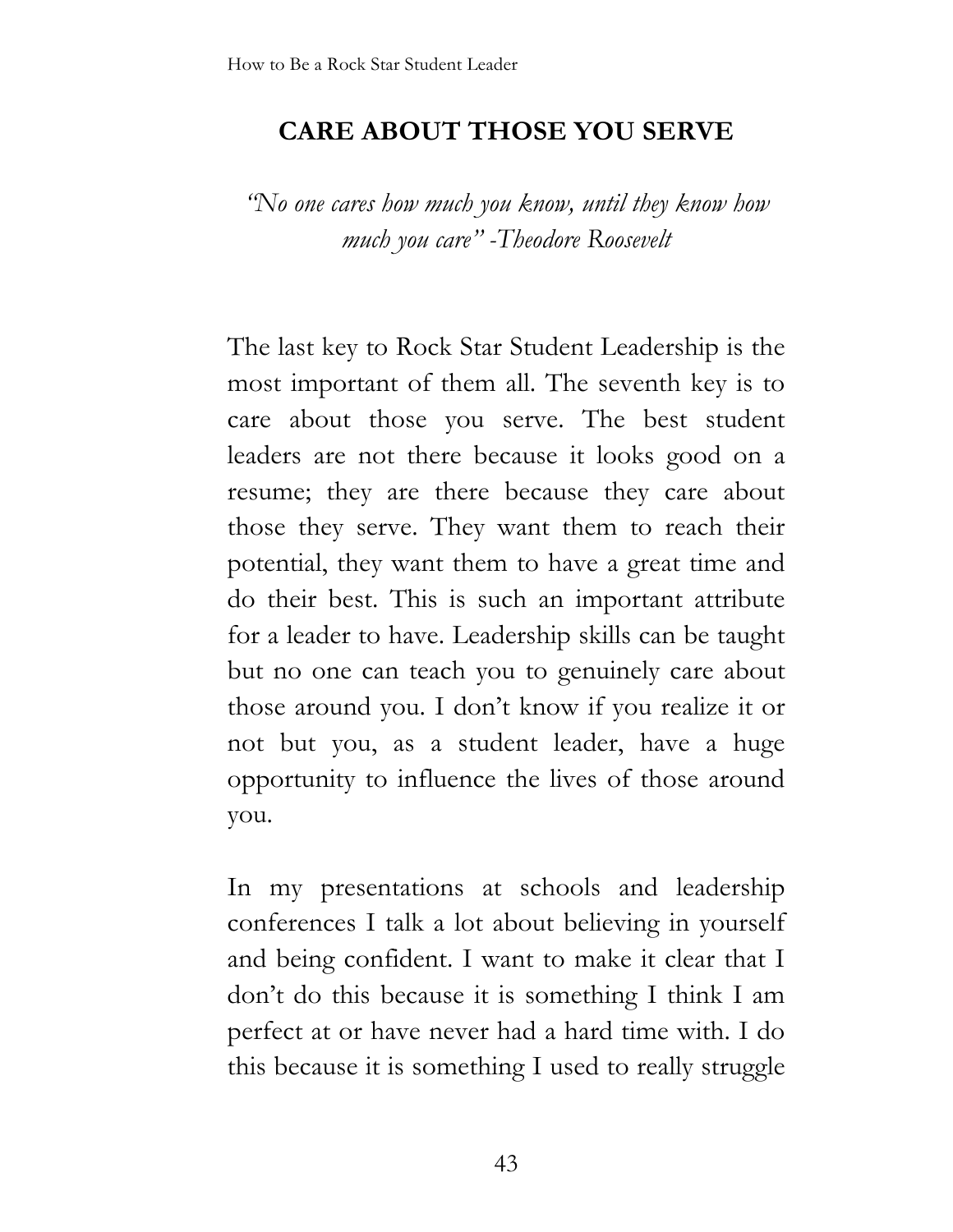## CARE ABOUT THOSE YOU SERVE

*"No one cares how much you know, until they know how much you care" -Theodore Roosevelt*

The last key to Rock Star Student Leadership is the most important of them all. The seventh key is to care about those you serve. The best student leaders are not there because it looks good on a resume; they are there because they care about those they serve. They want them to reach their potential, they want them to have a great time and do their best. This is such an important attribute for a leader to have. Leadership skills can be taught but no one can teach you to genuinely care about those around you. I don't know if you realize it or not but you, as a student leader, have a huge opportunity to influence the lives of those around you.

In my presentations at schools and leadership conferences I talk a lot about believing in yourself and being confident. I want to make it clear that I don't do this because it is something I think I am perfect at or have never had a hard time with. I do this because it is something I used to really struggle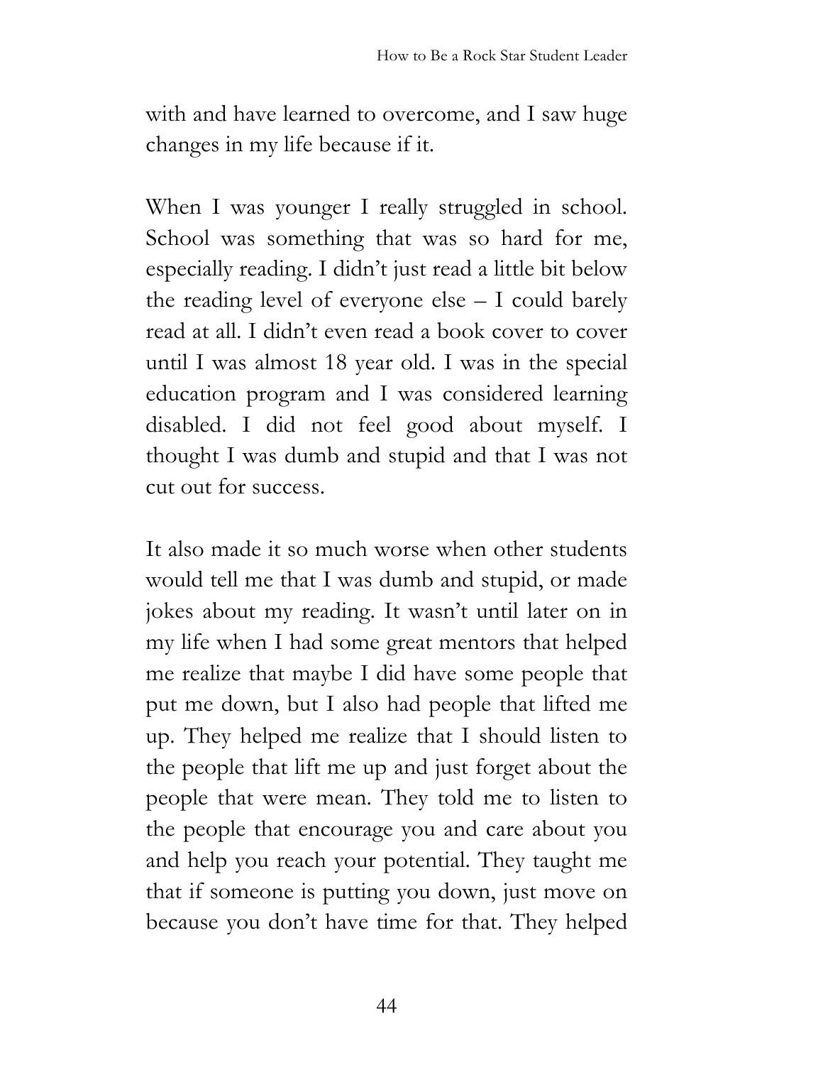with and have learned to overcome, and I saw huge changes in my life because if it.

When I was younger I really struggled in school. School was something that was so hard for me, especially reading. I didn't just read a little bit below the reading level of everyone else – I could barely read at all. I didn't even read a book cover to cover until I was almost 18 year old. I was in the special education program and I was considered learning disabled. I did not feel good about myself. I thought I was dumb and stupid and that I was not cut out for success.

It also made it so much worse when other students would tell me that I was dumb and stupid, or made jokes about my reading. It wasn't until later on in my life when I had some great mentors that helped me realize that maybe I did have some people that put me down, but I also had people that lifted me up. They helped me realize that I should listen to the people that lift me up and just forget about the people that were mean. They told me to listen to the people that encourage you and care about you and help you reach your potential. They taught me that if someone is putting you down, just move on because you don't have time for that. They helped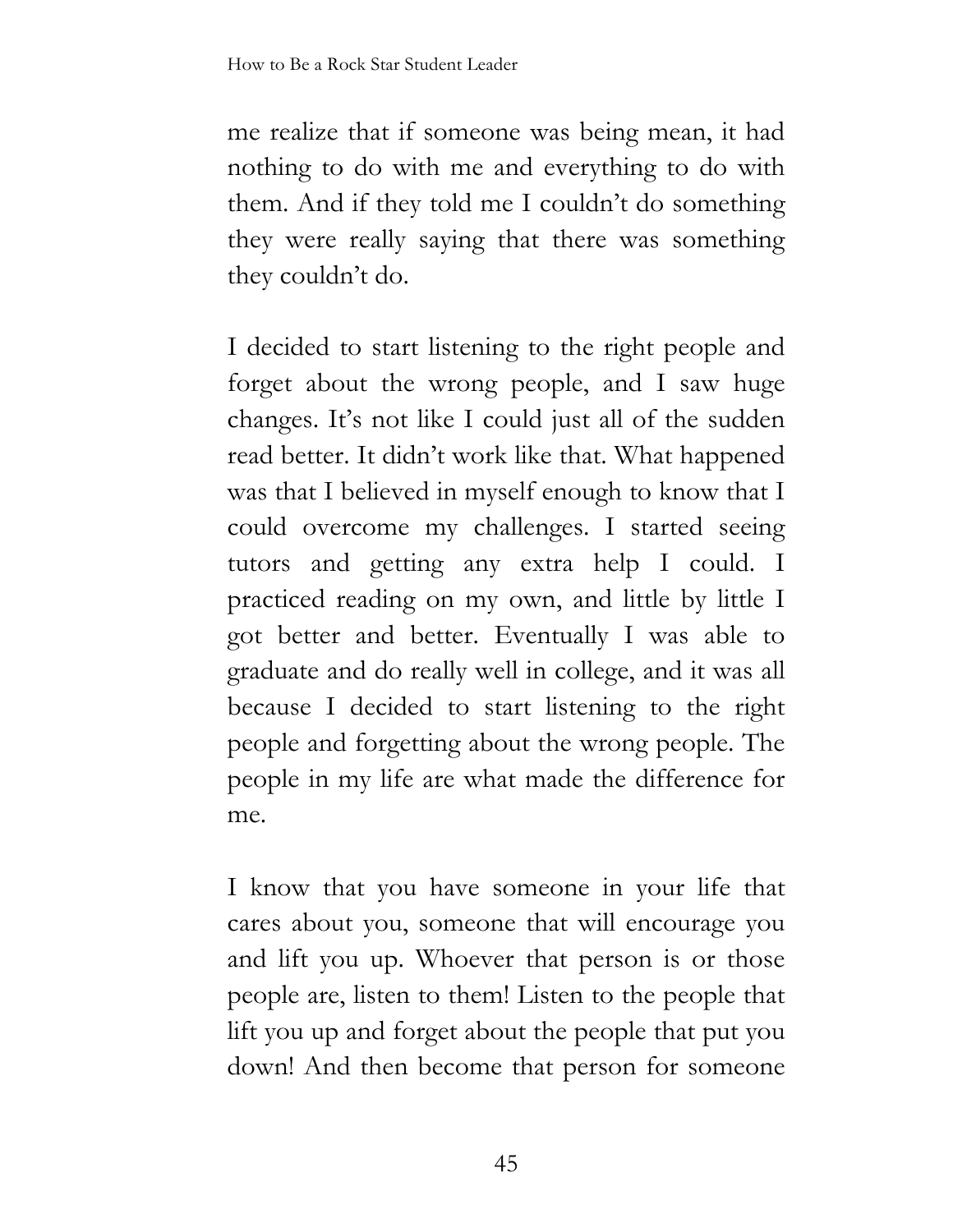me realize that if someone was being mean, it had nothing to do with me and everything to do with them. And if they told me I couldn't do something they were really saying that there was something they couldn't do.

I decided to start listening to the right people and forget about the wrong people, and I saw huge changes. It's not like I could just all of the sudden read better. It didn't work like that. What happened was that I believed in myself enough to know that I could overcome my challenges. I started seeing tutors and getting any extra help I could. I practiced reading on my own, and little by little I got better and better. Eventually I was able to graduate and do really well in college, and it was all because I decided to start listening to the right people and forgetting about the wrong people. The people in my life are what made the difference for me.

I know that you have someone in your life that cares about you, someone that will encourage you and lift you up. Whoever that person is or those people are, listen to them! Listen to the people that lift you up and forget about the people that put you down! And then become that person for someone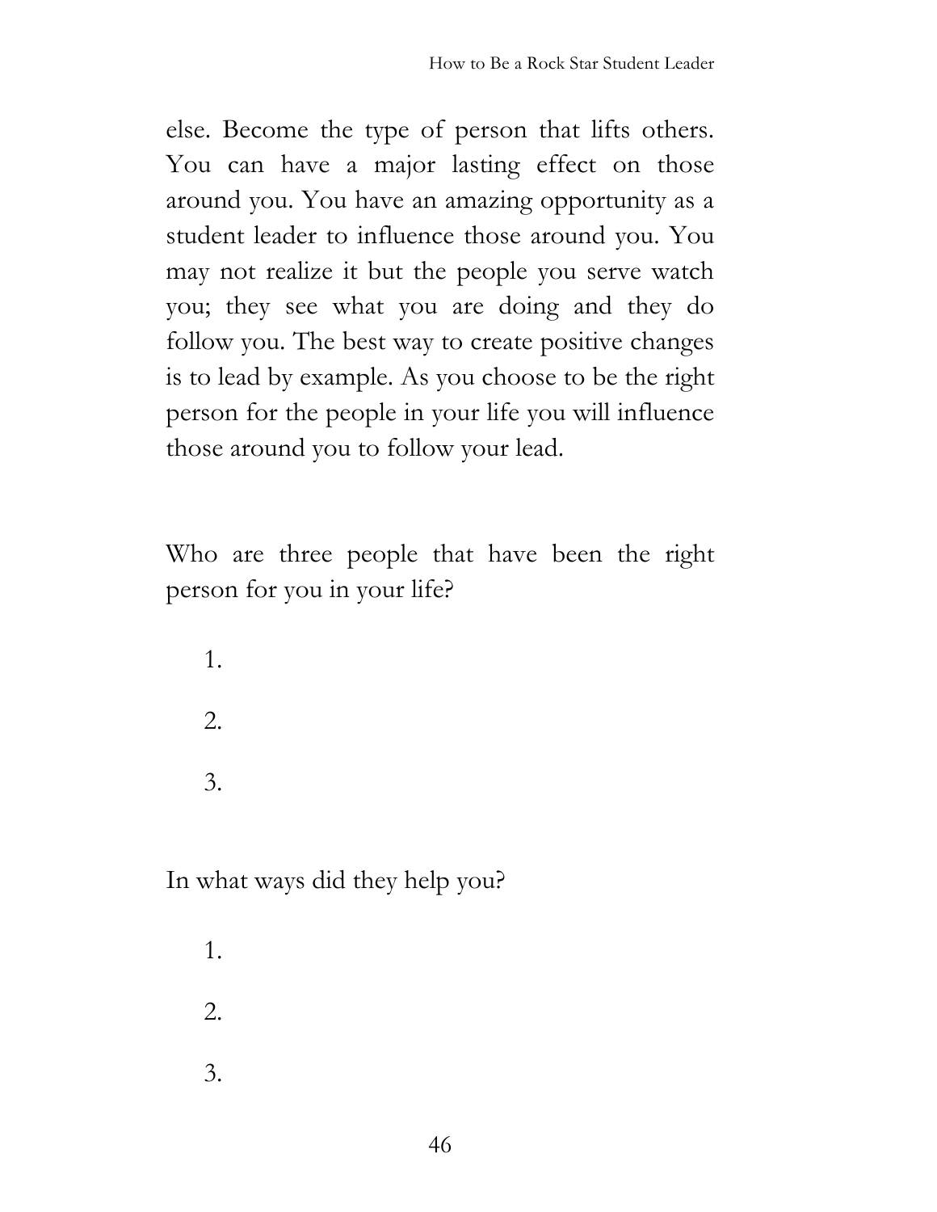else. Become the type of person that lifts others. You can have a major lasting effect on those around you. You have an amazing opportunity as a student leader to influence those around you. You may not realize it but the people you serve watch you; they see what you are doing and they do follow you. The best way to create positive changes is to lead by example. As you choose to be the right person for the people in your life you will influence those around you to follow your lead.

Who are three people that have been the right person for you in your life?

1.
2.
3.

In what ways did they help you?

1.
2.
3.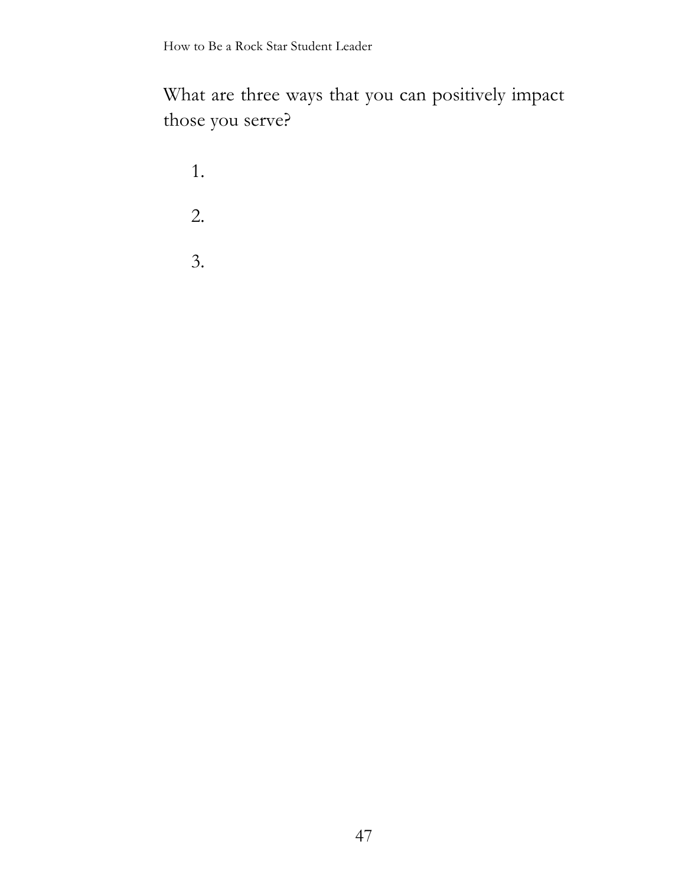What are three ways that you can positively impact those you serve?

1.

2.

3.